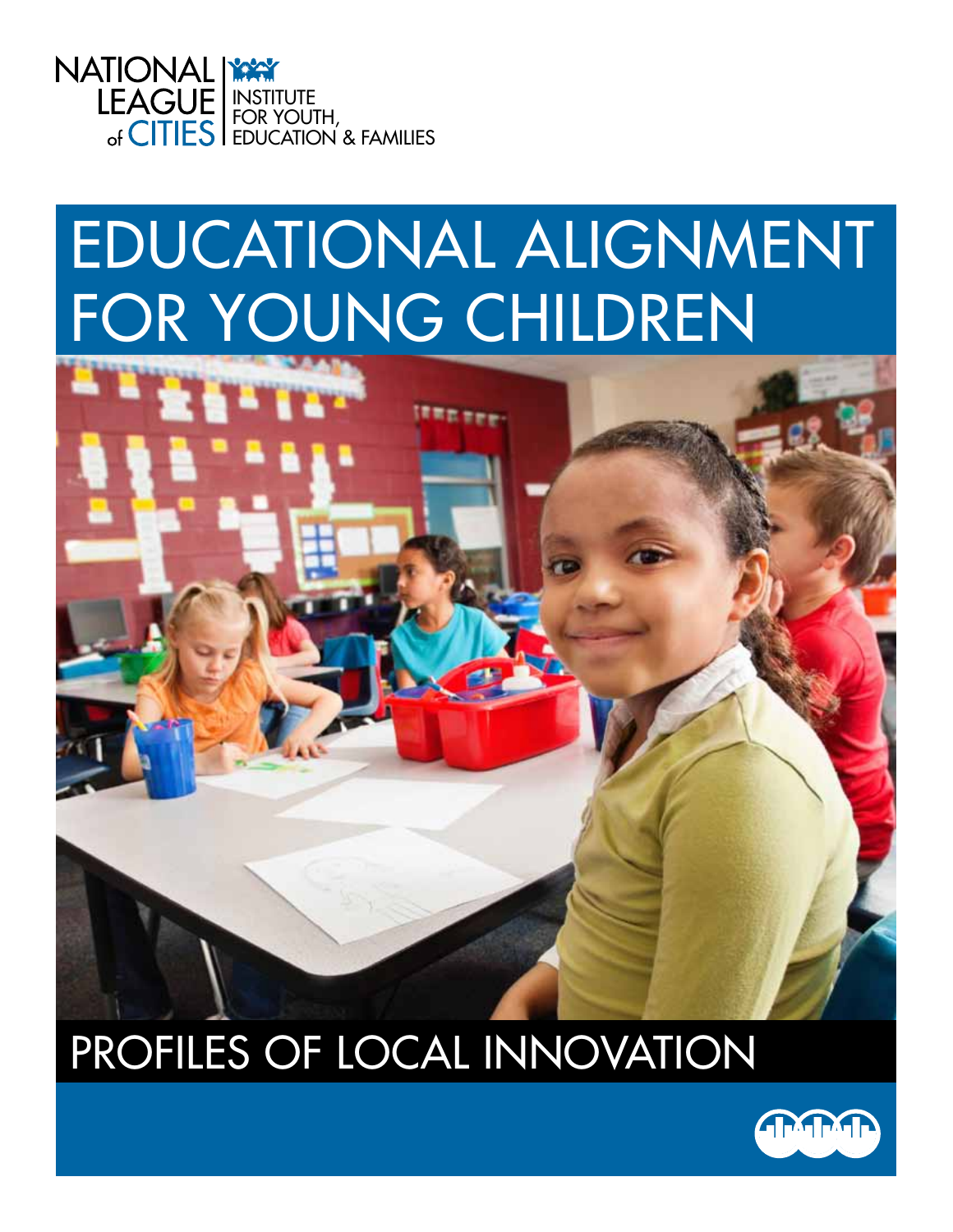NATIONAL LEAGUE of CITIES | INSTITUTE FOR YOUTH, EDUCATION & FAMILIES

# EDUCATIONAL ALIGNMENT FOR YOUNG CHILDREN

## PROFILES OF LOCAL INNOVATION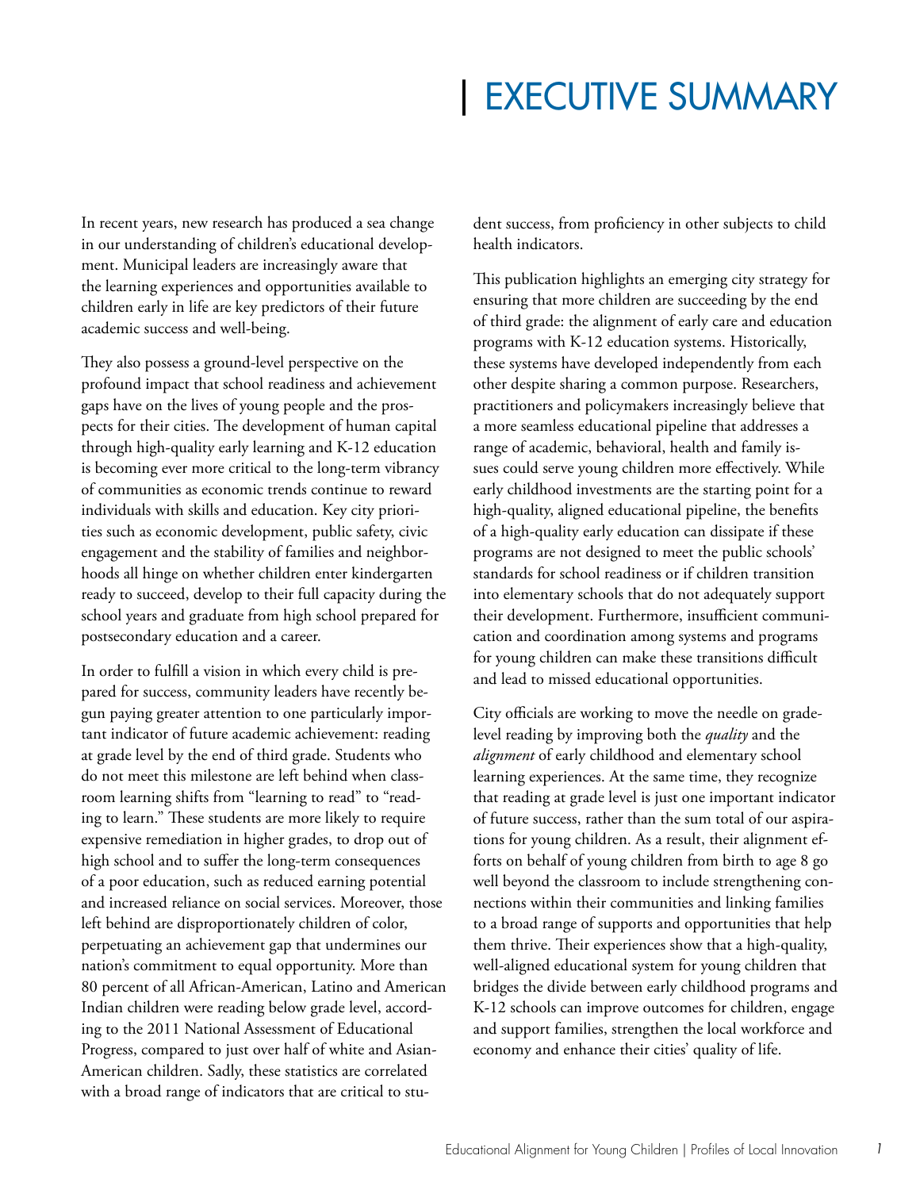# EXECUTIVE SUMMARY

In recent years, new research has produced a sea change in our understanding of children's educational development. Municipal leaders are increasingly aware that the learning experiences and opportunities available to children early in life are key predictors of their future academic success and well-being.

They also possess a ground-level perspective on the profound impact that school readiness and achievement gaps have on the lives of young people and the prospects for their cities. The development of human capital through high-quality early learning and K-12 education is becoming ever more critical to the long-term vibrancy of communities as economic trends continue to reward individuals with skills and education. Key city priorities such as economic development, public safety, civic engagement and the stability of families and neighborhoods all hinge on whether children enter kindergarten ready to succeed, develop to their full capacity during the school years and graduate from high school prepared for postsecondary education and a career.

In order to fulfill a vision in which every child is prepared for success, community leaders have recently begun paying greater attention to one particularly important indicator of future academic achievement: reading at grade level by the end of third grade. Students who do not meet this milestone are left behind when classroom learning shifts from "learning to read" to "reading to learn." These students are more likely to require expensive remediation in higher grades, to drop out of high school and to suffer the long-term consequences of a poor education, such as reduced earning potential and increased reliance on social services. Moreover, those left behind are disproportionately children of color, perpetuating an achievement gap that undermines our nation's commitment to equal opportunity. More than 80 percent of all African-American, Latino and American Indian children were reading below grade level, according to the 2011 National Assessment of Educational Progress, compared to just over half of white and Asian-American children. Sadly, these statistics are correlated with a broad range of indicators that are critical to student success, from proficiency in other subjects to child health indicators.

This publication highlights an emerging city strategy for ensuring that more children are succeeding by the end of third grade: the alignment of early care and education programs with K-12 education systems. Historically, these systems have developed independently from each other despite sharing a common purpose. Researchers, practitioners and policymakers increasingly believe that a more seamless educational pipeline that addresses a range of academic, behavioral, health and family issues could serve young children more effectively. While early childhood investments are the starting point for a high-quality, aligned educational pipeline, the benefits of a high-quality early education can dissipate if these programs are not designed to meet the public schools' standards for school readiness or if children transition into elementary schools that do not adequately support their development. Furthermore, insufficient communication and coordination among systems and programs for young children can make these transitions difficult and lead to missed educational opportunities.

City officials are working to move the needle on grade-level reading by improving both the *quality* and the *alignment* of early childhood and elementary school learning experiences. At the same time, they recognize that reading at grade level is just one important indicator of future success, rather than the sum total of our aspirations for young children. As a result, their alignment efforts on behalf of young children from birth to age 8 go well beyond the classroom to include strengthening connections within their communities and linking families to a broad range of supports and opportunities that help them thrive. Their experiences show that a high-quality, well-aligned educational system for young children that bridges the divide between early childhood programs and K-12 schools can improve outcomes for children, engage and support families, strengthen the local workforce and economy and enhance their cities' quality of life.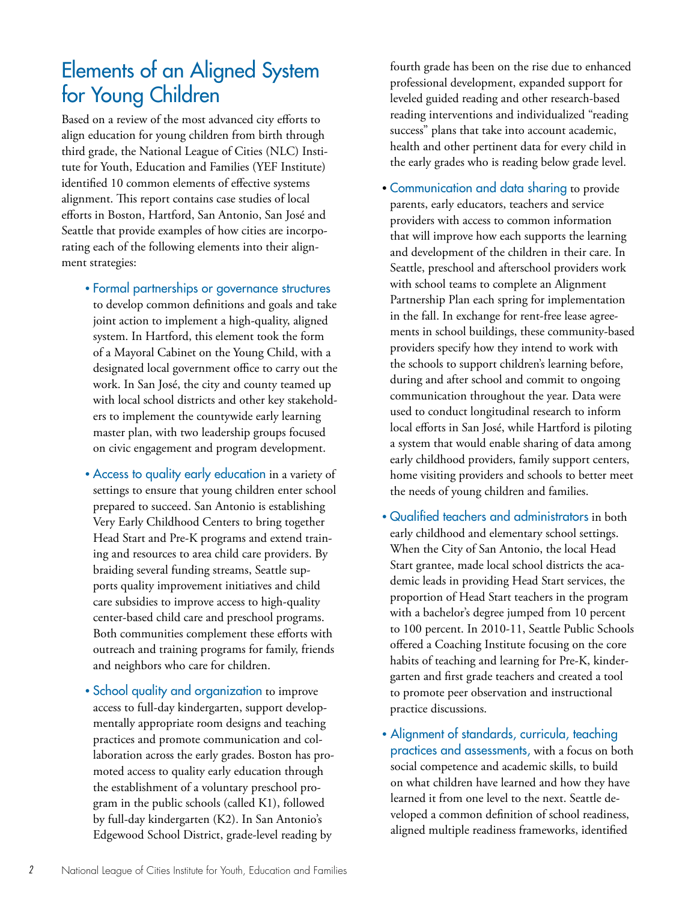# Elements of an Aligned System for Young Children

Based on a review of the most advanced city efforts to align education for young children from birth through third grade, the National League of Cities (NLC) Institute for Youth, Education and Families (YEF Institute) identified 10 common elements of effective systems alignment. This report contains case studies of local efforts in Boston, Hartford, San Antonio, San José and Seattle that provide examples of how cities are incorporating each of the following elements into their alignment strategies:

- **Formal partnerships or governance structures** to develop common definitions and goals and take joint action to implement a high-quality, aligned system. In Hartford, this element took the form of a Mayoral Cabinet on the Young Child, with a designated local government office to carry out the work. In San José, the city and county teamed up with local school districts and other key stakeholders to implement the countywide early learning master plan, with two leadership groups focused on civic engagement and program development.

- **Access to quality early education** in a variety of settings to ensure that young children enter school prepared to succeed. San Antonio is establishing Very Early Childhood Centers to bring together Head Start and Pre-K programs and extend training and resources to area child care providers. By braiding several funding streams, Seattle supports quality improvement initiatives and child care subsidies to improve access to high-quality center-based child care and preschool programs. Both communities complement these efforts with outreach and training programs for family, friends and neighbors who care for children.

- **School quality and organization** to improve access to full-day kindergarten, support developmentally appropriate room designs and teaching practices and promote communication and collaboration across the early grades. Boston has promoted access to quality early education through the establishment of a voluntary preschool program in the public schools (called K1), followed by full-day kindergarten (K2). In San Antonio's Edgewood School District, grade-level reading by fourth grade has been on the rise due to enhanced professional development, expanded support for leveled guided reading and other research-based reading interventions and individualized "reading success" plans that take into account academic, health and other pertinent data for every child in the early grades who is reading below grade level.

- **Communication and data sharing** to provide parents, early educators, teachers and service providers with access to common information that will improve how each supports the learning and development of the children in their care. In Seattle, preschool and afterschool providers work with school teams to complete an Alignment Partnership Plan each spring for implementation in the fall. In exchange for rent-free lease agreements in school buildings, these community-based providers specify how they intend to work with the schools to support children's learning before, during and after school and commit to ongoing communication throughout the year. Data were used to conduct longitudinal research to inform local efforts in San José, while Hartford is piloting a system that would enable sharing of data among early childhood providers, family support centers, home visiting providers and schools to better meet the needs of young children and families.

- **Qualified teachers and administrators** in both early childhood and elementary school settings. When the City of San Antonio, the local Head Start grantee, made local school districts the academic leads in providing Head Start services, the proportion of Head Start teachers in the program with a bachelor's degree jumped from 10 percent to 100 percent. In 2010-11, Seattle Public Schools offered a Coaching Institute focusing on the core habits of teaching and learning for Pre-K, kindergarten and first grade teachers and created a tool to promote peer observation and instructional practice discussions.

- **Alignment of standards, curricula, teaching practices and assessments,** with a focus on both social competence and academic skills, to build on what children have learned and how they have learned it from one level to the next. Seattle developed a common definition of school readiness, aligned multiple readiness frameworks, identified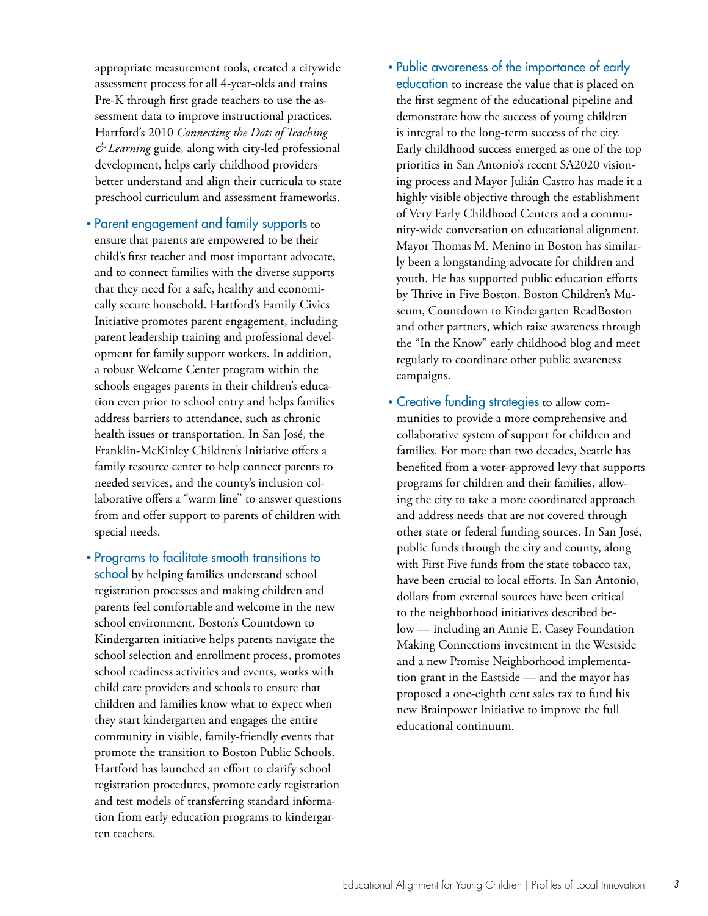appropriate measurement tools, created a citywide assessment process for all 4-year-olds and trains Pre-K through first grade teachers to use the assessment data to improve instructional practices. Hartford's 2010 *Connecting the Dots of Teaching & Learning* guide, along with city-led professional development, helps early childhood providers better understand and align their curricula to state preschool curriculum and assessment frameworks.

- Parent engagement and family supports to ensure that parents are empowered to be their child's first teacher and most important advocate, and to connect families with the diverse supports that they need for a safe, healthy and economically secure household. Hartford's Family Civics Initiative promotes parent engagement, including parent leadership training and professional development for family support workers. In addition, a robust Welcome Center program within the schools engages parents in their children's education even prior to school entry and helps families address barriers to attendance, such as chronic health issues or transportation. In San José, the Franklin-McKinley Children's Initiative offers a family resource center to help connect parents to needed services, and the county's inclusion collaborative offers a "warm line" to answer questions from and offer support to parents of children with special needs.

- Programs to facilitate smooth transitions to school by helping families understand school registration processes and making children and parents feel comfortable and welcome in the new school environment. Boston's Countdown to Kindergarten initiative helps parents navigate the school selection and enrollment process, promotes school readiness activities and events, works with child care providers and schools to ensure that children and families know what to expect when they start kindergarten and engages the entire community in visible, family-friendly events that promote the transition to Boston Public Schools. Hartford has launched an effort to clarify school registration procedures, promote early registration and test models of transferring standard information from early education programs to kindergarten teachers.

- Public awareness of the importance of early education to increase the value that is placed on the first segment of the educational pipeline and demonstrate how the success of young children is integral to the long-term success of the city. Early childhood success emerged as one of the top priorities in San Antonio's recent SA2020 visioning process and Mayor Julián Castro has made it a highly visible objective through the establishment of Very Early Childhood Centers and a community-wide conversation on educational alignment. Mayor Thomas M. Menino in Boston has similarly been a longstanding advocate for children and youth. He has supported public education efforts by Thrive in Five Boston, Boston Children's Museum, Countdown to Kindergarten ReadBoston and other partners, which raise awareness through the "In the Know" early childhood blog and meet regularly to coordinate other public awareness campaigns.

- Creative funding strategies to allow communities to provide a more comprehensive and collaborative system of support for children and families. For more than two decades, Seattle has benefited from a voter-approved levy that supports programs for children and their families, allowing the city to take a more coordinated approach and address needs that are not covered through other state or federal funding sources. In San José, public funds through the city and county, along with First Five funds from the state tobacco tax, have been crucial to local efforts. In San Antonio, dollars from external sources have been critical to the neighborhood initiatives described below — including an Annie E. Casey Foundation Making Connections investment in the Westside and a new Promise Neighborhood implementation grant in the Eastside — and the mayor has proposed a one-eighth cent sales tax to fund his new Brainpower Initiative to improve the full educational continuum.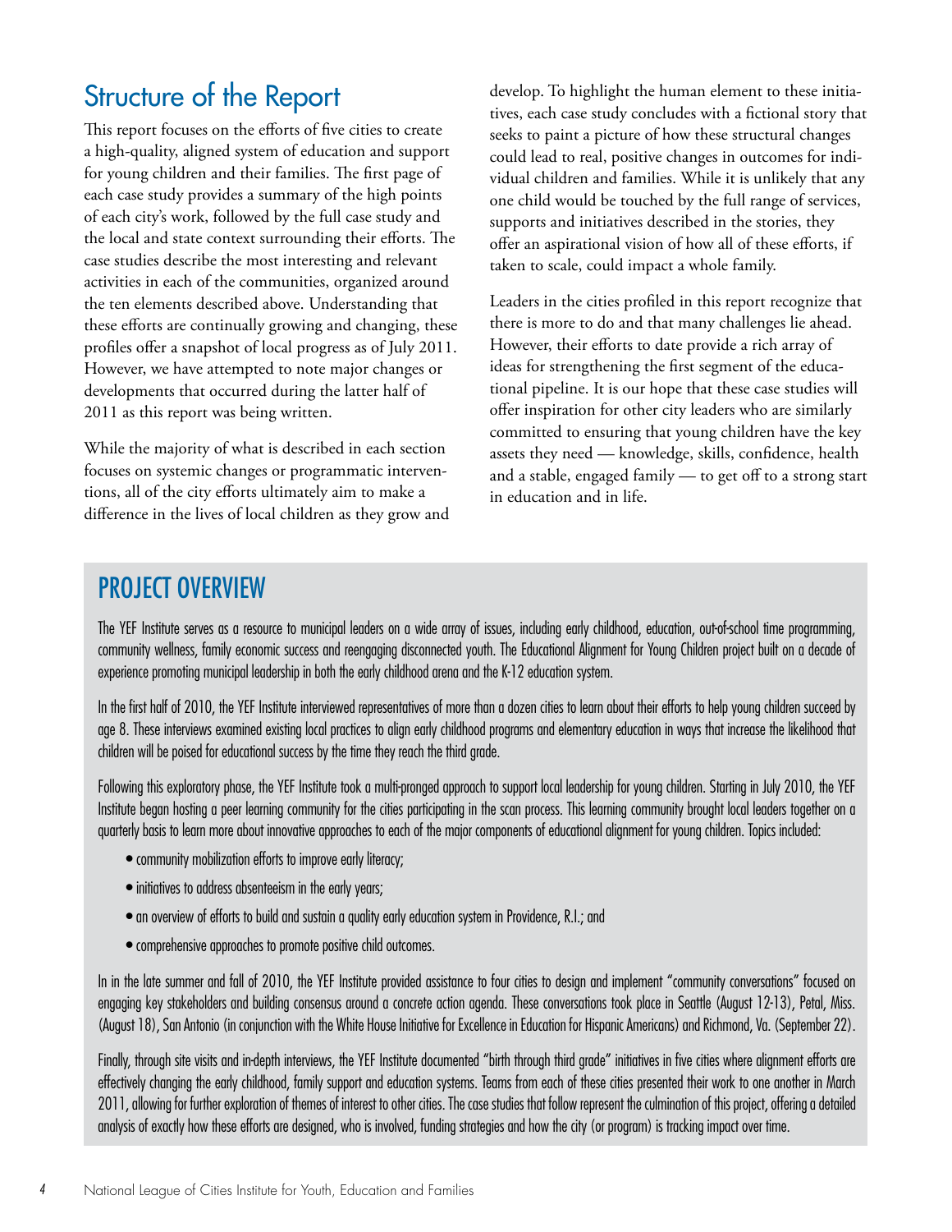## Structure of the Report

This report focuses on the efforts of five cities to create a high-quality, aligned system of education and support for young children and their families. The first page of each case study provides a summary of the high points of each city's work, followed by the full case study and the local and state context surrounding their efforts. The case studies describe the most interesting and relevant activities in each of the communities, organized around the ten elements described above. Understanding that these efforts are continually growing and changing, these profiles offer a snapshot of local progress as of July 2011. However, we have attempted to note major changes or developments that occurred during the latter half of 2011 as this report was being written.

While the majority of what is described in each section focuses on systemic changes or programmatic interventions, all of the city efforts ultimately aim to make a difference in the lives of local children as they grow and develop. To highlight the human element to these initiatives, each case study concludes with a fictional story that seeks to paint a picture of how these structural changes could lead to real, positive changes in outcomes for individual children and families. While it is unlikely that any one child would be touched by the full range of services, supports and initiatives described in the stories, they offer an aspirational vision of how all of these efforts, if taken to scale, could impact a whole family.

Leaders in the cities profiled in this report recognize that there is more to do and that many challenges lie ahead. However, their efforts to date provide a rich array of ideas for strengthening the first segment of the educational pipeline. It is our hope that these case studies will offer inspiration for other city leaders who are similarly committed to ensuring that young children have the key assets they need — knowledge, skills, confidence, health and a stable, engaged family — to get off to a strong start in education and in life.

## PROJECT OVERVIEW

The YEF Institute serves as a resource to municipal leaders on a wide array of issues, including early childhood, education, out-of-school time programming, community wellness, family economic success and reengaging disconnected youth. The Educational Alignment for Young Children project built on a decade of experience promoting municipal leadership in both the early childhood arena and the K-12 education system.

In the first half of 2010, the YEF Institute interviewed representatives of more than a dozen cities to learn about their efforts to help young children succeed by age 8. These interviews examined existing local practices to align early childhood programs and elementary education in ways that increase the likelihood that children will be poised for educational success by the time they reach the third grade.

Following this exploratory phase, the YEF Institute took a multi-pronged approach to support local leadership for young children. Starting in July 2010, the YEF Institute began hosting a peer learning community for the cities participating in the scan process. This learning community brought local leaders together on a quarterly basis to learn more about innovative approaches to each of the major components of educational alignment for young children. Topics included:

- community mobilization efforts to improve early literacy;
- initiatives to address absenteeism in the early years;
- an overview of efforts to build and sustain a quality early education system in Providence, R.I.; and
- comprehensive approaches to promote positive child outcomes.

In in the late summer and fall of 2010, the YEF Institute provided assistance to four cities to design and implement "community conversations" focused on engaging key stakeholders and building consensus around a concrete action agenda. These conversations took place in Seattle (August 12-13), Petal, Miss. (August 18), San Antonio (in conjunction with the White House Initiative for Excellence in Education for Hispanic Americans) and Richmond, Va. (September 22).

Finally, through site visits and in-depth interviews, the YEF Institute documented "birth through third grade" initiatives in five cities where alignment efforts are effectively changing the early childhood, family support and education systems. Teams from each of these cities presented their work to one another in March 2011, allowing for further exploration of themes of interest to other cities. The case studies that follow represent the culmination of this project, offering a detailed analysis of exactly how these efforts are designed, who is involved, funding strategies and how the city (or program) is tracking impact over time.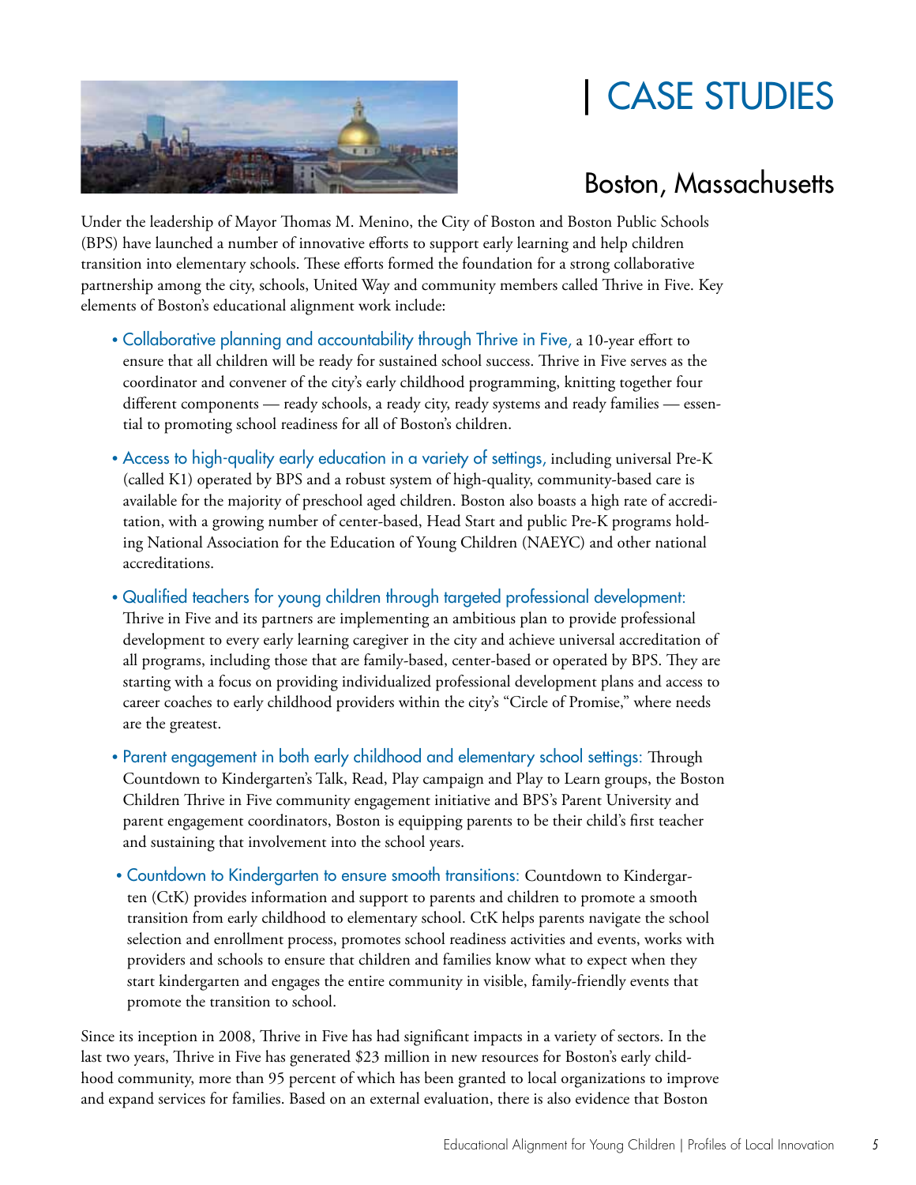# | CASE STUDIES

## Boston, Massachusetts

Under the leadership of Mayor Thomas M. Menino, the City of Boston and Boston Public Schools (BPS) have launched a number of innovative efforts to support early learning and help children transition into elementary schools. These efforts formed the foundation for a strong collaborative partnership among the city, schools, United Way and community members called Thrive in Five. Key elements of Boston's educational alignment work include:

- Collaborative planning and accountability through Thrive in Five, a 10-year effort to ensure that all children will be ready for sustained school success. Thrive in Five serves as the coordinator and convener of the city's early childhood programming, knitting together four different components — ready schools, a ready city, ready systems and ready families — essential to promoting school readiness for all of Boston's children.
- Access to high-quality early education in a variety of settings, including universal Pre-K (called K1) operated by BPS and a robust system of high-quality, community-based care is available for the majority of preschool aged children. Boston also boasts a high rate of accreditation, with a growing number of center-based, Head Start and public Pre-K programs holding National Association for the Education of Young Children (NAEYC) and other national accreditations.
- Qualified teachers for young children through targeted professional development: Thrive in Five and its partners are implementing an ambitious plan to provide professional development to every early learning caregiver in the city and achieve universal accreditation of all programs, including those that are family-based, center-based or operated by BPS. They are starting with a focus on providing individualized professional development plans and access to career coaches to early childhood providers within the city's "Circle of Promise," where needs are the greatest.
- Parent engagement in both early childhood and elementary school settings: Through Countdown to Kindergarten's Talk, Read, Play campaign and Play to Learn groups, the Boston Children Thrive in Five community engagement initiative and BPS's Parent University and parent engagement coordinators, Boston is equipping parents to be their child's first teacher and sustaining that involvement into the school years.
- Countdown to Kindergarten to ensure smooth transitions: Countdown to Kindergarten (CtK) provides information and support to parents and children to promote a smooth transition from early childhood to elementary school. CtK helps parents navigate the school selection and enrollment process, promotes school readiness activities and events, works with providers and schools to ensure that children and families know what to expect when they start kindergarten and engages the entire community in visible, family-friendly events that promote the transition to school.

Since its inception in 2008, Thrive in Five has had significant impacts in a variety of sectors. In the last two years, Thrive in Five has generated $23 million in new resources for Boston's early childhood community, more than 95 percent of which has been granted to local organizations to improve and expand services for families. Based on an external evaluation, there is also evidence that Boston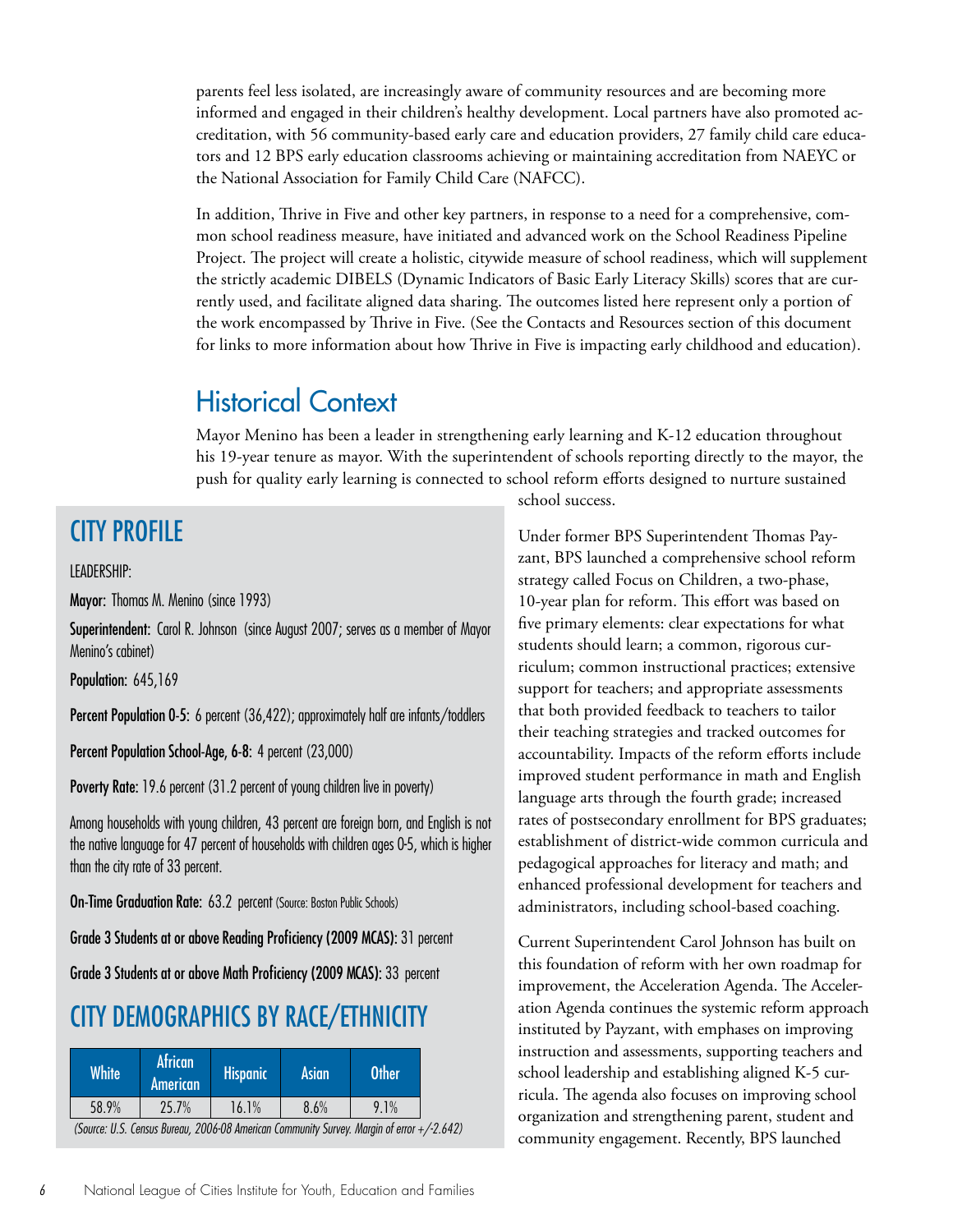parents feel less isolated, are increasingly aware of community resources and are becoming more informed and engaged in their children's healthy development. Local partners have also promoted accreditation, with 56 community-based early care and education providers, 27 family child care educators and 12 BPS early education classrooms achieving or maintaining accreditation from NAEYC or the National Association for Family Child Care (NAFCC).

In addition, Thrive in Five and other key partners, in response to a need for a comprehensive, common school readiness measure, have initiated and advanced work on the School Readiness Pipeline Project. The project will create a holistic, citywide measure of school readiness, which will supplement the strictly academic DIBELS (Dynamic Indicators of Basic Early Literacy Skills) scores that are currently used, and facilitate aligned data sharing. The outcomes listed here represent only a portion of the work encompassed by Thrive in Five. (See the Contacts and Resources section of this document for links to more information about how Thrive in Five is impacting early childhood and education).

## Historical Context

Mayor Menino has been a leader in strengthening early learning and K-12 education throughout his 19-year tenure as mayor. With the superintendent of schools reporting directly to the mayor, the push for quality early learning is connected to school reform efforts designed to nurture sustained school success.

Under former BPS Superintendent Thomas Payzant, BPS launched a comprehensive school reform strategy called Focus on Children, a two-phase, 10-year plan for reform. This effort was based on five primary elements: clear expectations for what students should learn; a common, rigorous curriculum; common instructional practices; extensive support for teachers; and appropriate assessments that both provided feedback to teachers to tailor their teaching strategies and tracked outcomes for accountability. Impacts of the reform efforts include improved student performance in math and English language arts through the fourth grade; increased rates of postsecondary enrollment for BPS graduates; establishment of district-wide common curricula and pedagogical approaches for literacy and math; and enhanced professional development for teachers and administrators, including school-based coaching.

Current Superintendent Carol Johnson has built on this foundation of reform with her own roadmap for improvement, the Acceleration Agenda. The Acceleration Agenda continues the systemic reform approach instituted by Payzant, with emphases on improving instruction and assessments, supporting teachers and school leadership and establishing aligned K-5 curricula. The agenda also focuses on improving school organization and strengthening parent, student and community engagement. Recently, BPS launched

## CITY PROFILE

LEADERSHIP:

**Mayor:** Thomas M. Menino (since 1993)

**Superintendent:** Carol R. Johnson (since August 2007; serves as a member of Mayor Menino's cabinet)

**Population:** 645,169

**Percent Population 0-5:** 6 percent (36,422); approximately half are infants/toddlers

**Percent Population School-Age, 6-8:** 4 percent (23,000)

**Poverty Rate:** 19.6 percent (31.2 percent of young children live in poverty)

Among households with young children, 43 percent are foreign born, and English is not the native language for 47 percent of households with children ages 0-5, which is higher than the city rate of 33 percent.

**On-Time Graduation Rate:** 63.2 percent (Source: Boston Public Schools)

**Grade 3 Students at or above Reading Proficiency (2009 MCAS):** 31 percent

**Grade 3 Students at or above Math Proficiency (2009 MCAS):** 33 percent

## CITY DEMOGRAPHICS BY RACE/ETHNICITY

| White | African American | Hispanic | Asian | Other |
|---|---|---|---|---|
| 58.9% | 25.7% | 16.1% | 8.6% | 9.1% |

*(Source: U.S. Census Bureau, 2006-08 American Community Survey. Margin of error +/-2.642)*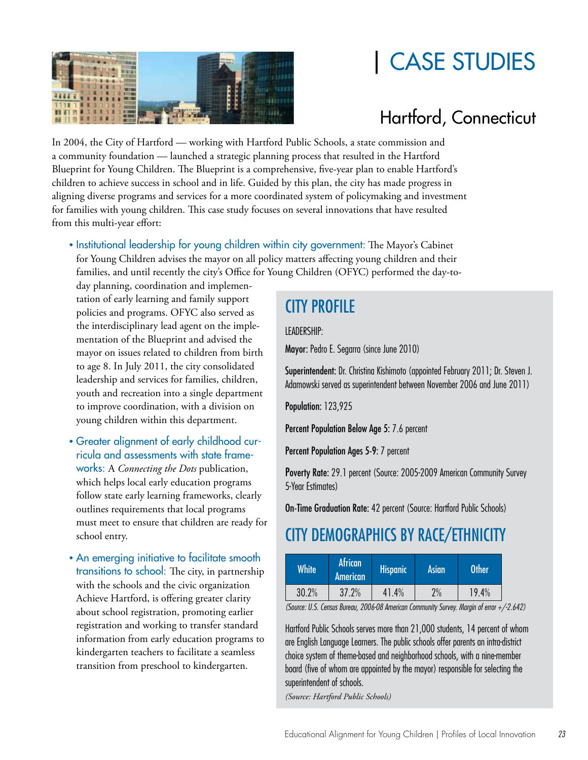# | CASE STUDIES

## Hartford, Connecticut

In 2004, the City of Hartford — working with Hartford Public Schools, a state commission and a community foundation — launched a strategic planning process that resulted in the Hartford Blueprint for Young Children. The Blueprint is a comprehensive, five-year plan to enable Hartford's children to achieve success in school and in life. Guided by this plan, the city has made progress in aligning diverse programs and services for a more coordinated system of policymaking and investment for families with young children. This case study focuses on several innovations that have resulted from this multi-year effort:

- Institutional leadership for young children within city government: The Mayor's Cabinet for Young Children advises the mayor on all policy matters affecting young children and their families, and until recently the city's Office for Young Children (OFYC) performed the day-to-day planning, coordination and implementation of early learning and family support policies and programs. OFYC also served as the interdisciplinary lead agent on the implementation of the Blueprint and advised the mayor on issues related to children from birth to age 8. In July 2011, the city consolidated leadership and services for families, children, youth and recreation into a single department to improve coordination, with a division on young children within this department.
- Greater alignment of early childhood curricula and assessments with state frameworks: A *Connecting the Dots* publication, which helps local early education programs follow state early learning frameworks, clearly outlines requirements that local programs must meet to ensure that children are ready for school entry.
- An emerging initiative to facilitate smooth transitions to school: The city, in partnership with the schools and the civic organization Achieve Hartford, is offering greater clarity about school registration, promoting earlier registration and working to transfer standard information from early education programs to kindergarten teachers to facilitate a seamless transition from preschool to kindergarten.

## CITY PROFILE

LEADERSHIP:

**Mayor:** Pedro E. Segarra (since June 2010)

**Superintendent:** Dr. Christina Kishimoto (appointed February 2011; Dr. Steven J. Adamowski served as superintendent between November 2006 and June 2011)

**Population:** 123,925

**Percent Population Below Age 5:** 7.6 percent

**Percent Population Ages 5-9:** 7 percent

**Poverty Rate:** 29.1 percent (Source: 2005-2009 American Community Survey 5-Year Estimates)

**On-Time Graduation Rate:** 42 percent (Source: Hartford Public Schools)

## CITY DEMOGRAPHICS BY RACE/ETHNICITY

| White | African American | Hispanic | Asian | Other |
|---|---|---|---|---|
| 30.2% | 37.2% | 41.4% | 2% | 19.4% |

*(Source: U.S. Census Bureau, 2006-08 American Community Survey. Margin of error +/-2.642)*

Hartford Public Schools serves more than 21,000 students, 14 percent of whom are English Language Learners. The public schools offer parents an intra-district choice system of theme-based and neighborhood schools, with a nine-member board (five of whom are appointed by the mayor) responsible for selecting the superintendent of schools.

*(Source: Hartford Public Schools)*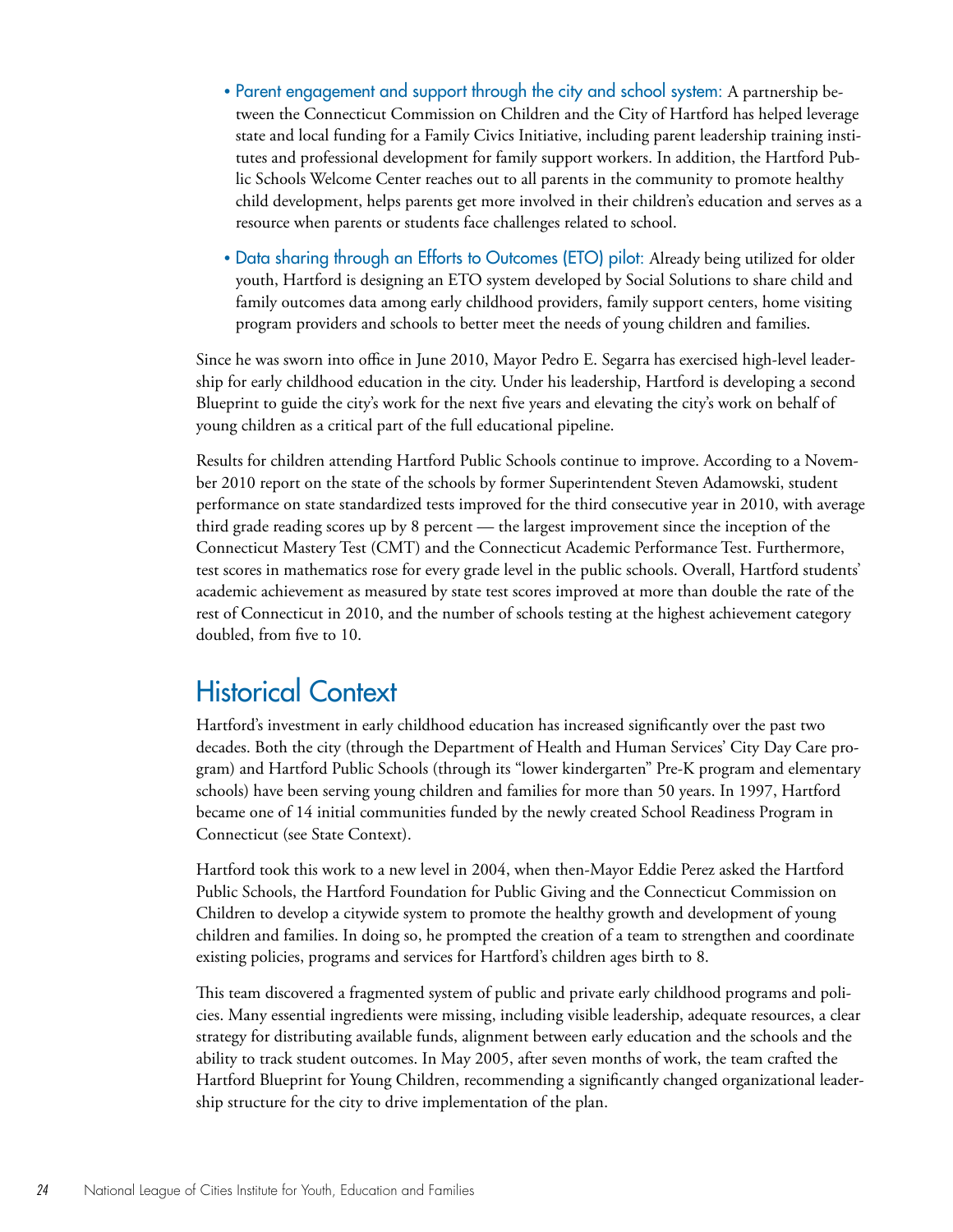- Parent engagement and support through the city and school system: A partnership between the Connecticut Commission on Children and the City of Hartford has helped leverage state and local funding for a Family Civics Initiative, including parent leadership training institutes and professional development for family support workers. In addition, the Hartford Public Schools Welcome Center reaches out to all parents in the community to promote healthy child development, helps parents get more involved in their children's education and serves as a resource when parents or students face challenges related to school.

- Data sharing through an Efforts to Outcomes (ETO) pilot: Already being utilized for older youth, Hartford is designing an ETO system developed by Social Solutions to share child and family outcomes data among early childhood providers, family support centers, home visiting program providers and schools to better meet the needs of young children and families.

Since he was sworn into office in June 2010, Mayor Pedro E. Segarra has exercised high-level leadership for early childhood education in the city. Under his leadership, Hartford is developing a second Blueprint to guide the city's work for the next five years and elevating the city's work on behalf of young children as a critical part of the full educational pipeline.

Results for children attending Hartford Public Schools continue to improve. According to a November 2010 report on the state of the schools by former Superintendent Steven Adamowski, student performance on state standardized tests improved for the third consecutive year in 2010, with average third grade reading scores up by 8 percent — the largest improvement since the inception of the Connecticut Mastery Test (CMT) and the Connecticut Academic Performance Test. Furthermore, test scores in mathematics rose for every grade level in the public schools. Overall, Hartford students' academic achievement as measured by state test scores improved at more than double the rate of the rest of Connecticut in 2010, and the number of schools testing at the highest achievement category doubled, from five to 10.

## Historical Context

Hartford's investment in early childhood education has increased significantly over the past two decades. Both the city (through the Department of Health and Human Services' City Day Care program) and Hartford Public Schools (through its "lower kindergarten" Pre-K program and elementary schools) have been serving young children and families for more than 50 years. In 1997, Hartford became one of 14 initial communities funded by the newly created School Readiness Program in Connecticut (see State Context).

Hartford took this work to a new level in 2004, when then-Mayor Eddie Perez asked the Hartford Public Schools, the Hartford Foundation for Public Giving and the Connecticut Commission on Children to develop a citywide system to promote the healthy growth and development of young children and families. In doing so, he prompted the creation of a team to strengthen and coordinate existing policies, programs and services for Hartford's children ages birth to 8.

This team discovered a fragmented system of public and private early childhood programs and policies. Many essential ingredients were missing, including visible leadership, adequate resources, a clear strategy for distributing available funds, alignment between early education and the schools and the ability to track student outcomes. In May 2005, after seven months of work, the team crafted the Hartford Blueprint for Young Children, recommending a significantly changed organizational leadership structure for the city to drive implementation of the plan.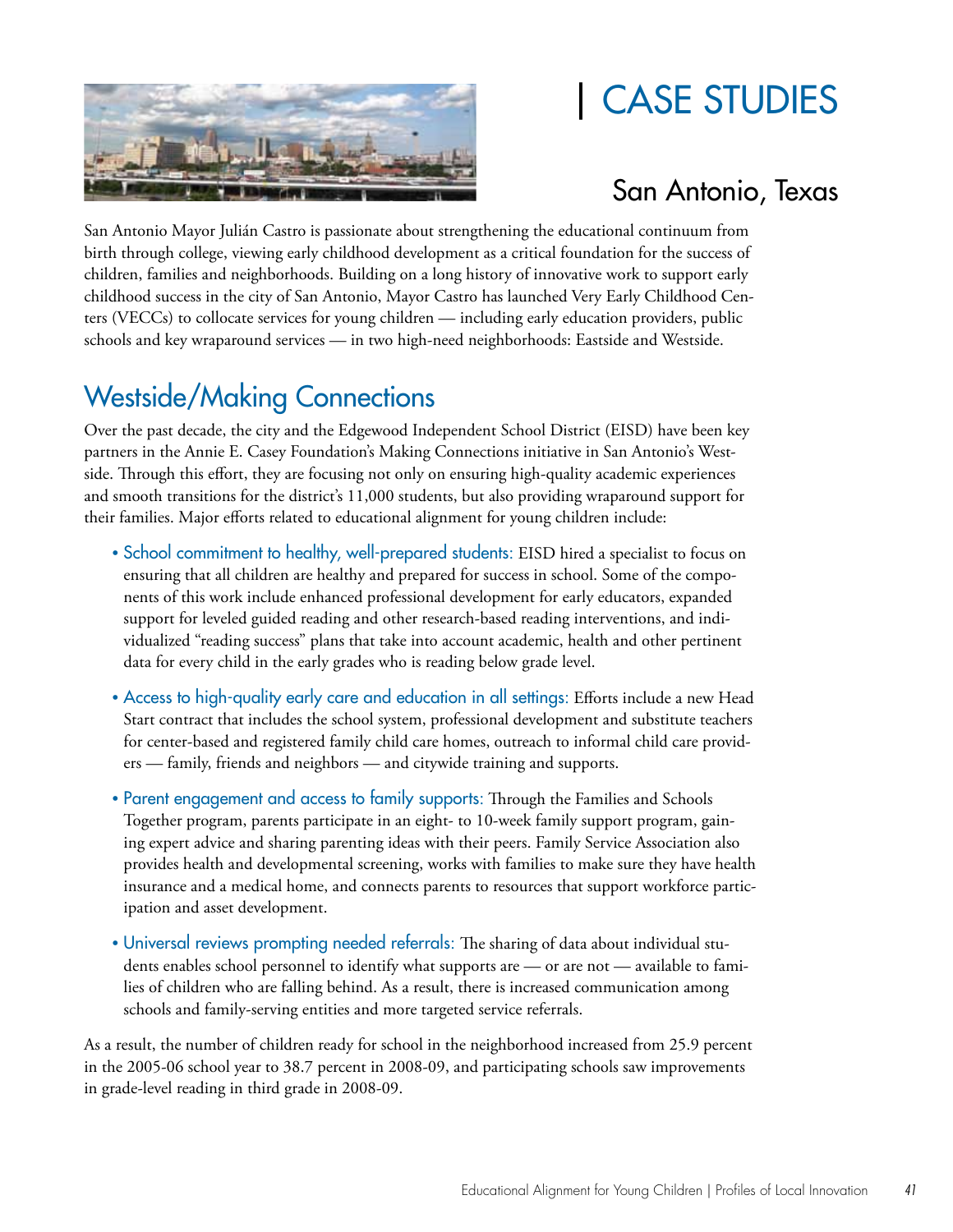# CASE STUDIES

## San Antonio, Texas

San Antonio Mayor Julián Castro is passionate about strengthening the educational continuum from birth through college, viewing early childhood development as a critical foundation for the success of children, families and neighborhoods. Building on a long history of innovative work to support early childhood success in the city of San Antonio, Mayor Castro has launched Very Early Childhood Centers (VECCs) to collocate services for young children — including early education providers, public schools and key wraparound services — in two high-need neighborhoods: Eastside and Westside.

## Westside/Making Connections

Over the past decade, the city and the Edgewood Independent School District (EISD) have been key partners in the Annie E. Casey Foundation's Making Connections initiative in San Antonio's Westside. Through this effort, they are focusing not only on ensuring high-quality academic experiences and smooth transitions for the district's 11,000 students, but also providing wraparound support for their families. Major efforts related to educational alignment for young children include:

- **School commitment to healthy, well-prepared students:** EISD hired a specialist to focus on ensuring that all children are healthy and prepared for success in school. Some of the components of this work include enhanced professional development for early educators, expanded support for leveled guided reading and other research-based reading interventions, and individualized "reading success" plans that take into account academic, health and other pertinent data for every child in the early grades who is reading below grade level.

- **Access to high-quality early care and education in all settings:** Efforts include a new Head Start contract that includes the school system, professional development and substitute teachers for center-based and registered family child care homes, outreach to informal child care providers — family, friends and neighbors — and citywide training and supports.

- **Parent engagement and access to family supports:** Through the Families and Schools Together program, parents participate in an eight- to 10-week family support program, gaining expert advice and sharing parenting ideas with their peers. Family Service Association also provides health and developmental screening, works with families to make sure they have health insurance and a medical home, and connects parents to resources that support workforce participation and asset development.

- **Universal reviews prompting needed referrals:** The sharing of data about individual students enables school personnel to identify what supports are — or are not — available to families of children who are falling behind. As a result, there is increased communication among schools and family-serving entities and more targeted service referrals.

As a result, the number of children ready for school in the neighborhood increased from 25.9 percent in the 2005-06 school year to 38.7 percent in 2008-09, and participating schools saw improvements in grade-level reading in third grade in 2008-09.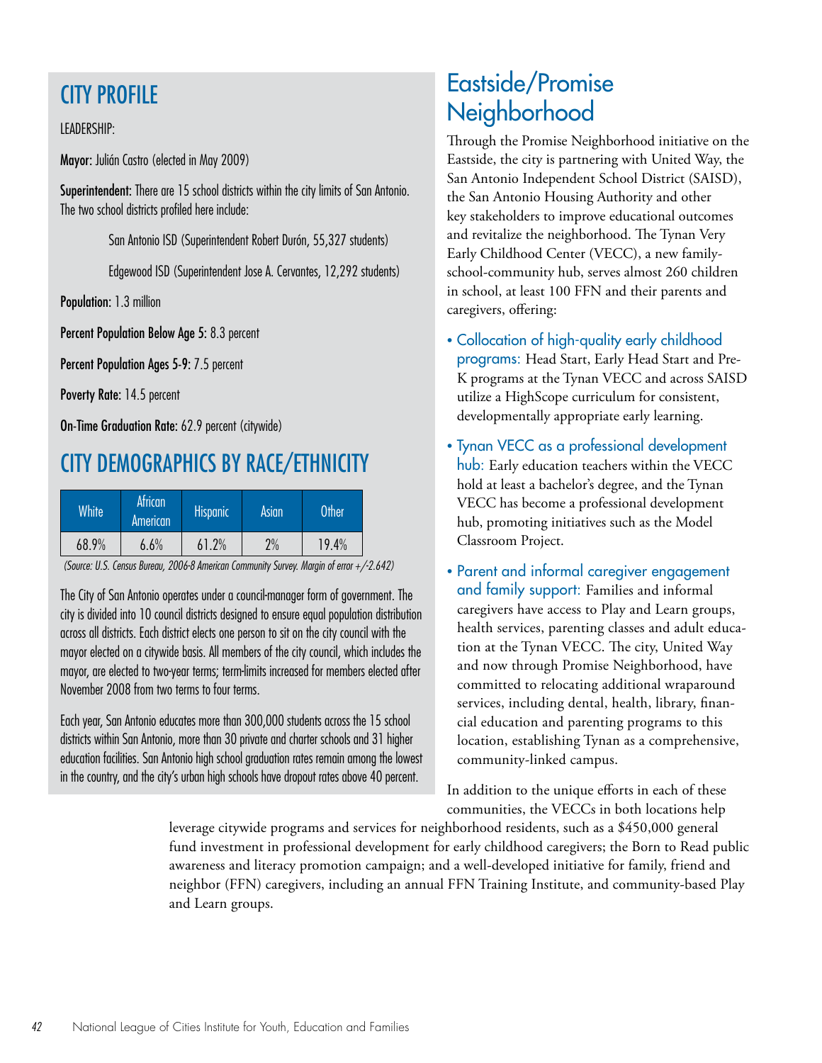## CITY PROFILE

LEADERSHIP:

**Mayor:** Julián Castro (elected in May 2009)

**Superintendent:** There are 15 school districts within the city limits of San Antonio. The two school districts profiled here include:

San Antonio ISD (Superintendent Robert Durón, 55,327 students)

Edgewood ISD (Superintendent Jose A. Cervantes, 12,292 students)

**Population:** 1.3 million

**Percent Population Below Age 5:** 8.3 percent

**Percent Population Ages 5-9:** 7.5 percent

**Poverty Rate:** 14.5 percent

**On-Time Graduation Rate:** 62.9 percent (citywide)

## CITY DEMOGRAPHICS BY RACE/ETHNICITY

| White | African American | Hispanic | Asian | Other |
|---|---|---|---|---|
| 68.9% | 6.6% | 61.2% | 2% | 19.4% |

*(Source: U.S. Census Bureau, 2006-8 American Community Survey. Margin of error +/-2.642)*

The City of San Antonio operates under a council-manager form of government. The city is divided into 10 council districts designed to ensure equal population distribution across all districts. Each district elects one person to sit on the city council with the mayor elected on a citywide basis. All members of the city council, which includes the mayor, are elected to two-year terms; term-limits increased for members elected after November 2008 from two terms to four terms.

Each year, San Antonio educates more than 300,000 students across the 15 school districts within San Antonio, more than 30 private and charter schools and 31 higher education facilities. San Antonio high school graduation rates remain among the lowest in the country, and the city's urban high schools have dropout rates above 40 percent.

# Eastside/Promise Neighborhood

Through the Promise Neighborhood initiative on the Eastside, the city is partnering with United Way, the San Antonio Independent School District (SAISD), the San Antonio Housing Authority and other key stakeholders to improve educational outcomes and revitalize the neighborhood. The Tynan Very Early Childhood Center (VECC), a new family-school-community hub, serves almost 260 children in school, at least 100 FFN and their parents and caregivers, offering:

- **Collocation of high-quality early childhood programs:** Head Start, Early Head Start and Pre-K programs at the Tynan VECC and across SAISD utilize a HighScope curriculum for consistent, developmentally appropriate early learning.
- **Tynan VECC as a professional development hub:** Early education teachers within the VECC hold at least a bachelor's degree, and the Tynan VECC has become a professional development hub, promoting initiatives such as the Model Classroom Project.
- **Parent and informal caregiver engagement and family support:** Families and informal caregivers have access to Play and Learn groups, health services, parenting classes and adult education at the Tynan VECC. The city, United Way and now through Promise Neighborhood, have committed to relocating additional wraparound services, including dental, health, library, financial education and parenting programs to this location, establishing Tynan as a comprehensive, community-linked campus.

In addition to the unique efforts in each of these communities, the VECCs in both locations help leverage citywide programs and services for neighborhood residents, such as a $450,000 general fund investment in professional development for early childhood caregivers; the Born to Read public awareness and literacy promotion campaign; and a well-developed initiative for family, friend and neighbor (FFN) caregivers, including an annual FFN Training Institute, and community-based Play and Learn groups.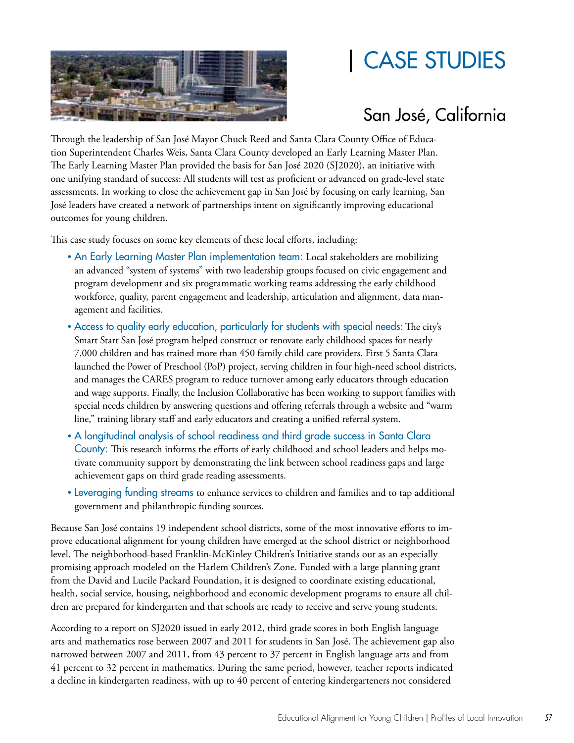# CASE STUDIES

## San José, California

Through the leadership of San José Mayor Chuck Reed and Santa Clara County Office of Education Superintendent Charles Weis, Santa Clara County developed an Early Learning Master Plan. The Early Learning Master Plan provided the basis for San José 2020 (SJ2020), an initiative with one unifying standard of success: All students will test as proficient or advanced on grade-level state assessments. In working to close the achievement gap in San José by focusing on early learning, San José leaders have created a network of partnerships intent on significantly improving educational outcomes for young children.

This case study focuses on some key elements of these local efforts, including:

- An Early Learning Master Plan implementation team: Local stakeholders are mobilizing an advanced "system of systems" with two leadership groups focused on civic engagement and program development and six programmatic working teams addressing the early childhood workforce, quality, parent engagement and leadership, articulation and alignment, data management and facilities.
- Access to quality early education, particularly for students with special needs: The city's Smart Start San José program helped construct or renovate early childhood spaces for nearly 7,000 children and has trained more than 450 family child care providers. First 5 Santa Clara launched the Power of Preschool (PoP) project, serving children in four high-need school districts, and manages the CARES program to reduce turnover among early educators through education and wage supports. Finally, the Inclusion Collaborative has been working to support families with special needs children by answering questions and offering referrals through a website and "warm line," training library staff and early educators and creating a unified referral system.
- A longitudinal analysis of school readiness and third grade success in Santa Clara County: This research informs the efforts of early childhood and school leaders and helps motivate community support by demonstrating the link between school readiness gaps and large achievement gaps on third grade reading assessments.
- Leveraging funding streams to enhance services to children and families and to tap additional government and philanthropic funding sources.

Because San José contains 19 independent school districts, some of the most innovative efforts to improve educational alignment for young children have emerged at the school district or neighborhood level. The neighborhood-based Franklin-McKinley Children's Initiative stands out as an especially promising approach modeled on the Harlem Children's Zone. Funded with a large planning grant from the David and Lucile Packard Foundation, it is designed to coordinate existing educational, health, social service, housing, neighborhood and economic development programs to ensure all children are prepared for kindergarten and that schools are ready to receive and serve young students.

According to a report on SJ2020 issued in early 2012, third grade scores in both English language arts and mathematics rose between 2007 and 2011 for students in San José. The achievement gap also narrowed between 2007 and 2011, from 43 percent to 37 percent in English language arts and from 41 percent to 32 percent in mathematics. During the same period, however, teacher reports indicated a decline in kindergarten readiness, with up to 40 percent of entering kindergarteners not considered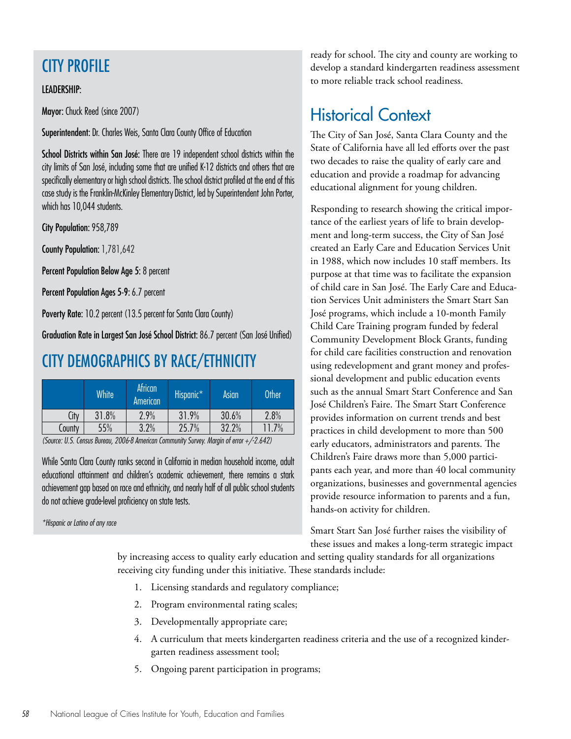## CITY PROFILE

**LEADERSHIP:**

**Mayor:** Chuck Reed (since 2007)

**Superintendent:** Dr. Charles Weis, Santa Clara County Office of Education

**School Districts within San José:** There are 19 independent school districts within the city limits of San José, including some that are unified K-12 districts and others that are specifically elementary or high school districts. The school district profiled at the end of this case study is the Franklin-McKinley Elementary District, led by Superintendent John Porter, which has 10,044 students.

**City Population:** 958,789

**County Population:** 1,781,642

**Percent Population Below Age 5:** 8 percent

**Percent Population Ages 5-9:** 6.7 percent

**Poverty Rate:** 10.2 percent (13.5 percent for Santa Clara County)

**Graduation Rate in Largest San José School District:** 86.7 percent (San José Unified)

## CITY DEMOGRAPHICS BY RACE/ETHNICITY

| | White | African American | Hispanic* | Asian | Other |
|---|---|---|---|---|---|
| City | 31.8% | 2.9% | 31.9% | 30.6% | 2.8% |
| County | 55% | 3.2% | 25.7% | 32.2% | 11.7% |

*(Source: U.S. Census Bureau, 2006-8 American Community Survey. Margin of error +/-2.642)*

While Santa Clara County ranks second in California in median household income, adult educational attainment and children's academic achievement, there remains a stark achievement gap based on race and ethnicity, and nearly half of all public school students do not achieve grade-level proficiency on state tests.

*\*Hispanic or Latino of any race*

ready for school. The city and county are working to develop a standard kindergarten readiness assessment to more reliable track school readiness.

## Historical Context

The City of San José, Santa Clara County and the State of California have all led efforts over the past two decades to raise the quality of early care and education and provide a roadmap for advancing educational alignment for young children.

Responding to research showing the critical importance of the earliest years of life to brain development and long-term success, the City of San José created an Early Care and Education Services Unit in 1988, which now includes 10 staff members. Its purpose at that time was to facilitate the expansion of child care in San José. The Early Care and Education Services Unit administers the Smart Start San José programs, which include a 10-month Family Child Care Training program funded by federal Community Development Block Grants, funding for child care facilities construction and renovation using redevelopment and grant money and professional development and public education events such as the annual Smart Start Conference and San José Children's Faire. The Smart Start Conference provides information on current trends and best practices in child development to more than 500 early educators, administrators and parents. The Children's Faire draws more than 5,000 participants each year, and more than 40 local community organizations, businesses and governmental agencies provide resource information to parents and a fun, hands-on activity for children.

Smart Start San José further raises the visibility of these issues and makes a long-term strategic impact by increasing access to quality early education and setting quality standards for all organizations receiving city funding under this initiative. These standards include:

1. Licensing standards and regulatory compliance;
2. Program environmental rating scales;
3. Developmentally appropriate care;
4. A curriculum that meets kindergarten readiness criteria and the use of a recognized kindergarten readiness assessment tool;
5. Ongoing parent participation in programs;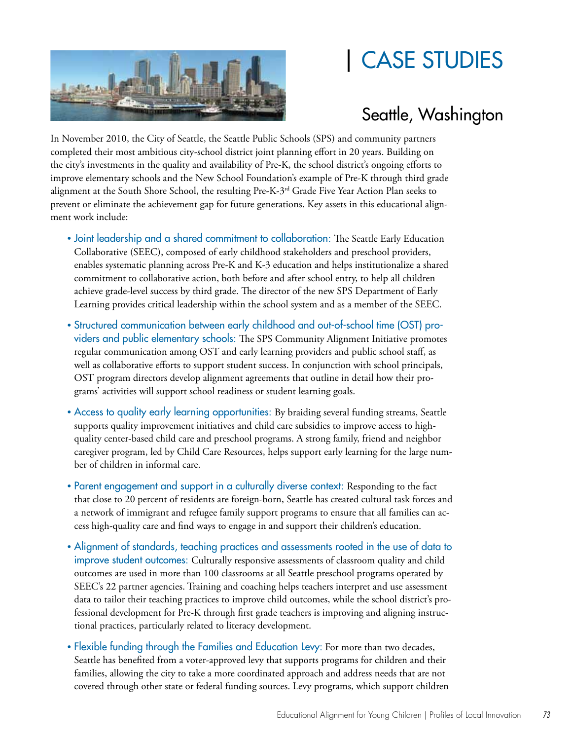# | CASE STUDIES

## Seattle, Washington

In November 2010, the City of Seattle, the Seattle Public Schools (SPS) and community partners completed their most ambitious city-school district joint planning effort in 20 years. Building on the city's investments in the quality and availability of Pre-K, the school district's ongoing efforts to improve elementary schools and the New School Foundation's example of Pre-K through third grade alignment at the South Shore School, the resulting Pre-K-3rd Grade Five Year Action Plan seeks to prevent or eliminate the achievement gap for future generations. Key assets in this educational alignment work include:

- Joint leadership and a shared commitment to collaboration: The Seattle Early Education Collaborative (SEEC), composed of early childhood stakeholders and preschool providers, enables systematic planning across Pre-K and K-3 education and helps institutionalize a shared commitment to collaborative action, both before and after school entry, to help all children achieve grade-level success by third grade. The director of the new SPS Department of Early Learning provides critical leadership within the school system and as a member of the SEEC.
- Structured communication between early childhood and out-of-school time (OST) providers and public elementary schools: The SPS Community Alignment Initiative promotes regular communication among OST and early learning providers and public school staff, as well as collaborative efforts to support student success. In conjunction with school principals, OST program directors develop alignment agreements that outline in detail how their programs' activities will support school readiness or student learning goals.
- Access to quality early learning opportunities: By braiding several funding streams, Seattle supports quality improvement initiatives and child care subsidies to improve access to high-quality center-based child care and preschool programs. A strong family, friend and neighbor caregiver program, led by Child Care Resources, helps support early learning for the large number of children in informal care.
- Parent engagement and support in a culturally diverse context: Responding to the fact that close to 20 percent of residents are foreign-born, Seattle has created cultural task forces and a network of immigrant and refugee family support programs to ensure that all families can access high-quality care and find ways to engage in and support their children's education.
- Alignment of standards, teaching practices and assessments rooted in the use of data to improve student outcomes: Culturally responsive assessments of classroom quality and child outcomes are used in more than 100 classrooms at all Seattle preschool programs operated by SEEC's 22 partner agencies. Training and coaching helps teachers interpret and use assessment data to tailor their teaching practices to improve child outcomes, while the school district's professional development for Pre-K through first grade teachers is improving and aligning instructional practices, particularly related to literacy development.
- Flexible funding through the Families and Education Levy: For more than two decades, Seattle has benefited from a voter-approved levy that supports programs for children and their families, allowing the city to take a more coordinated approach and address needs that are not covered through other state or federal funding sources. Levy programs, which support children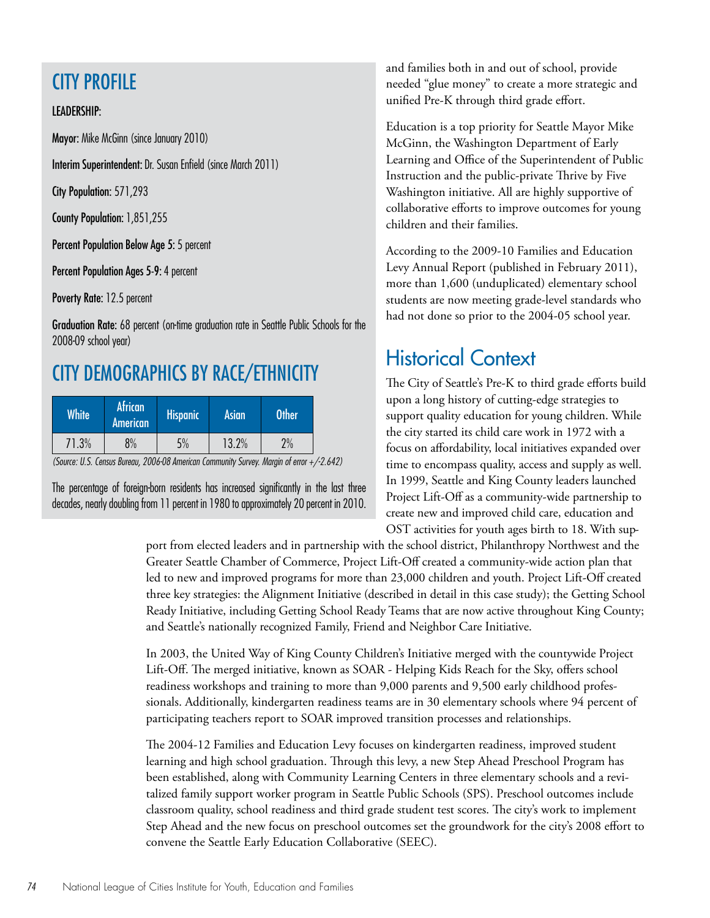## CITY PROFILE

LEADERSHIP:

**Mayor:** Mike McGinn (since January 2010)

**Interim Superintendent:** Dr. Susan Enfield (since March 2011)

**City Population:** 571,293

**County Population:** 1,851,255

**Percent Population Below Age 5:** 5 percent

**Percent Population Ages 5-9:** 4 percent

**Poverty Rate:** 12.5 percent

**Graduation Rate:** 68 percent (on-time graduation rate in Seattle Public Schools for the 2008-09 school year)

## CITY DEMOGRAPHICS BY RACE/ETHNICITY

| White | African American | Hispanic | Asian | Other |
|---|---|---|---|---|
| 71.3% | 8% | 5% | 13.2% | 2% |

*(Source: U.S. Census Bureau, 2006-08 American Community Survey. Margin of error +/-2.642)*

The percentage of foreign-born residents has increased significantly in the last three decades, nearly doubling from 11 percent in 1980 to approximately 20 percent in 2010.

and families both in and out of school, provide needed "glue money" to create a more strategic and unified Pre-K through third grade effort.

Education is a top priority for Seattle Mayor Mike McGinn, the Washington Department of Early Learning and Office of the Superintendent of Public Instruction and the public-private Thrive by Five Washington initiative. All are highly supportive of collaborative efforts to improve outcomes for young children and their families.

According to the 2009-10 Families and Education Levy Annual Report (published in February 2011), more than 1,600 (unduplicated) elementary school students are now meeting grade-level standards who had not done so prior to the 2004-05 school year.

## Historical Context

The City of Seattle's Pre-K to third grade efforts build upon a long history of cutting-edge strategies to support quality education for young children. While the city started its child care work in 1972 with a focus on affordability, local initiatives expanded over time to encompass quality, access and supply as well. In 1999, Seattle and King County leaders launched Project Lift-Off as a community-wide partnership to create new and improved child care, education and OST activities for youth ages birth to 18. With support from elected leaders and in partnership with the school district, Philanthropy Northwest and the Greater Seattle Chamber of Commerce, Project Lift-Off created a community-wide action plan that led to new and improved programs for more than 23,000 children and youth. Project Lift-Off created three key strategies: the Alignment Initiative (described in detail in this case study); the Getting School Ready Initiative, including Getting School Ready Teams that are now active throughout King County; and Seattle's nationally recognized Family, Friend and Neighbor Care Initiative.

In 2003, the United Way of King County Children's Initiative merged with the countywide Project Lift-Off. The merged initiative, known as SOAR - Helping Kids Reach for the Sky, offers school readiness workshops and training to more than 9,000 parents and 9,500 early childhood professionals. Additionally, kindergarten readiness teams are in 30 elementary schools where 94 percent of participating teachers report to SOAR improved transition processes and relationships.

The 2004-12 Families and Education Levy focuses on kindergarten readiness, improved student learning and high school graduation. Through this levy, a new Step Ahead Preschool Program has been established, along with Community Learning Centers in three elementary schools and a revitalized family support worker program in Seattle Public Schools (SPS). Preschool outcomes include classroom quality, school readiness and third grade student test scores. The city's work to implement Step Ahead and the new focus on preschool outcomes set the groundwork for the city's 2008 effort to convene the Seattle Early Education Collaborative (SEEC).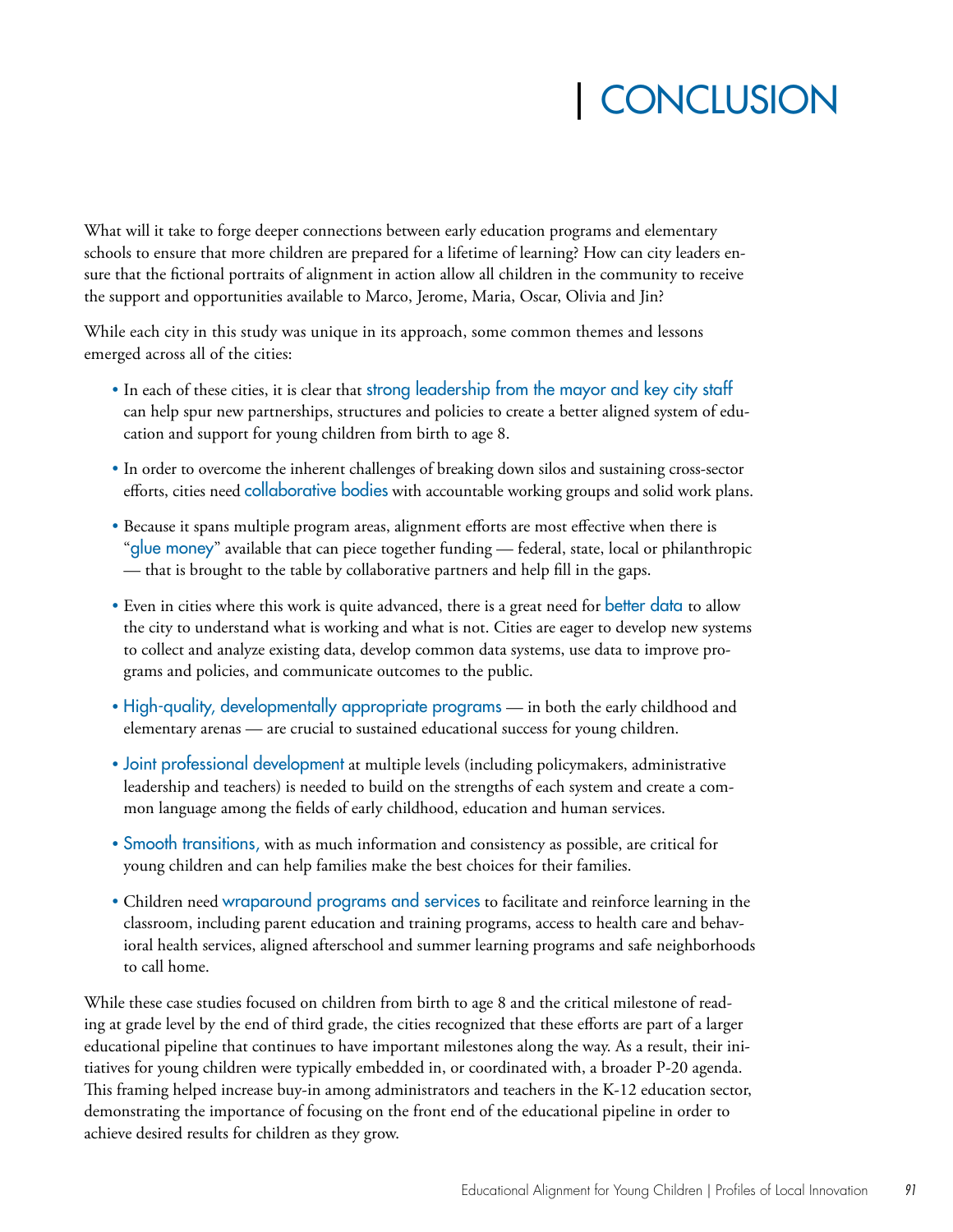# | CONCLUSION

What will it take to forge deeper connections between early education programs and elementary schools to ensure that more children are prepared for a lifetime of learning? How can city leaders ensure that the fictional portraits of alignment in action allow all children in the community to receive the support and opportunities available to Marco, Jerome, Maria, Oscar, Olivia and Jin?

While each city in this study was unique in its approach, some common themes and lessons emerged across all of the cities:

- In each of these cities, it is clear that strong leadership from the mayor and key city staff can help spur new partnerships, structures and policies to create a better aligned system of education and support for young children from birth to age 8.
- In order to overcome the inherent challenges of breaking down silos and sustaining cross-sector efforts, cities need collaborative bodies with accountable working groups and solid work plans.
- Because it spans multiple program areas, alignment efforts are most effective when there is "glue money" available that can piece together funding — federal, state, local or philanthropic — that is brought to the table by collaborative partners and help fill in the gaps.
- Even in cities where this work is quite advanced, there is a great need for better data to allow the city to understand what is working and what is not. Cities are eager to develop new systems to collect and analyze existing data, develop common data systems, use data to improve programs and policies, and communicate outcomes to the public.
- High-quality, developmentally appropriate programs — in both the early childhood and elementary arenas — are crucial to sustained educational success for young children.
- Joint professional development at multiple levels (including policymakers, administrative leadership and teachers) is needed to build on the strengths of each system and create a common language among the fields of early childhood, education and human services.
- Smooth transitions, with as much information and consistency as possible, are critical for young children and can help families make the best choices for their families.
- Children need wraparound programs and services to facilitate and reinforce learning in the classroom, including parent education and training programs, access to health care and behavioral health services, aligned afterschool and summer learning programs and safe neighborhoods to call home.

While these case studies focused on children from birth to age 8 and the critical milestone of reading at grade level by the end of third grade, the cities recognized that these efforts are part of a larger educational pipeline that continues to have important milestones along the way. As a result, their initiatives for young children were typically embedded in, or coordinated with, a broader P-20 agenda. This framing helped increase buy-in among administrators and teachers in the K-12 education sector, demonstrating the importance of focusing on the front end of the educational pipeline in order to achieve desired results for children as they grow.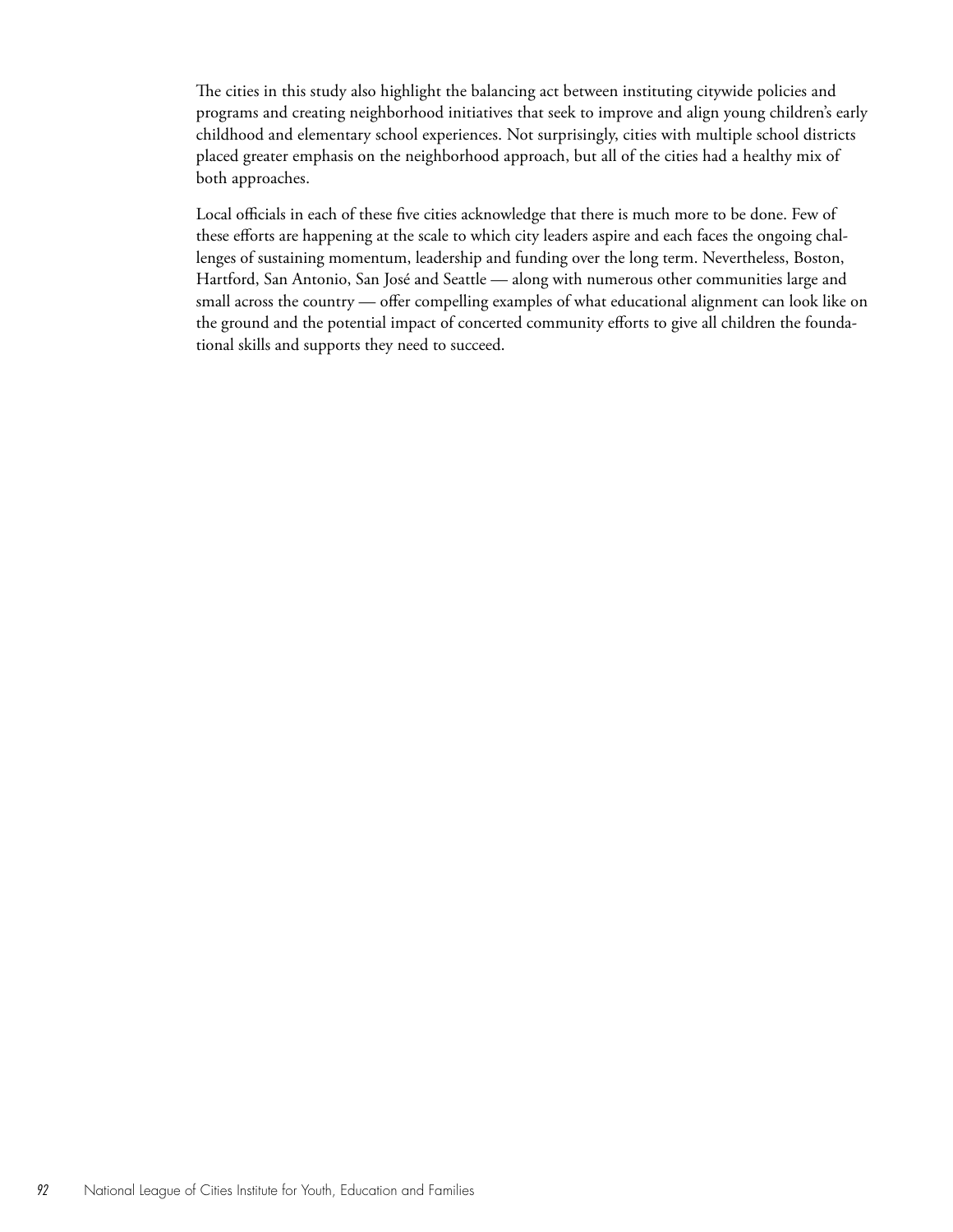The cities in this study also highlight the balancing act between instituting citywide policies and programs and creating neighborhood initiatives that seek to improve and align young children's early childhood and elementary school experiences. Not surprisingly, cities with multiple school districts placed greater emphasis on the neighborhood approach, but all of the cities had a healthy mix of both approaches.

Local officials in each of these five cities acknowledge that there is much more to be done. Few of these efforts are happening at the scale to which city leaders aspire and each faces the ongoing challenges of sustaining momentum, leadership and funding over the long term. Nevertheless, Boston, Hartford, San Antonio, San José and Seattle — along with numerous other communities large and small across the country — offer compelling examples of what educational alignment can look like on the ground and the potential impact of concerted community efforts to give all children the foundational skills and supports they need to succeed.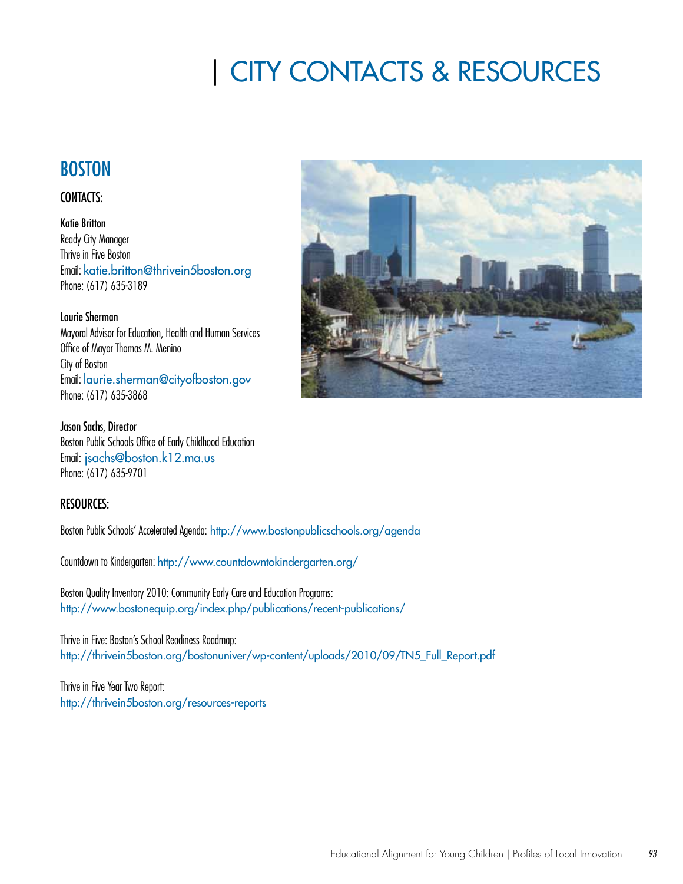# | CITY CONTACTS & RESOURCES

## BOSTON

### CONTACTS:

**Katie Britton**
Ready City Manager
Thrive in Five Boston
Email: katie.britton@thrivein5boston.org
Phone: (617) 635-3189

**Laurie Sherman**
Mayoral Advisor for Education, Health and Human Services
Office of Mayor Thomas M. Menino
City of Boston
Email: laurie.sherman@cityofboston.gov
Phone: (617) 635-3868

**Jason Sachs, Director**
Boston Public Schools Office of Early Childhood Education
Email: jsachs@boston.k12.ma.us
Phone: (617) 635-9701

### RESOURCES:

Boston Public Schools' Accelerated Agenda: http://www.bostonpublicschools.org/agenda

Countdown to Kindergarten: http://www.countdowntokindergarten.org/

Boston Quality Inventory 2010: Community Early Care and Education Programs:
http://www.bostonequip.org/index.php/publications/recent-publications/

Thrive in Five: Boston's School Readiness Roadmap:
http://thrivein5boston.org/bostonuniver/wp-content/uploads/2010/09/TN5_Full_Report.pdf

Thrive in Five Year Two Report:
http://thrivein5boston.org/resources-reports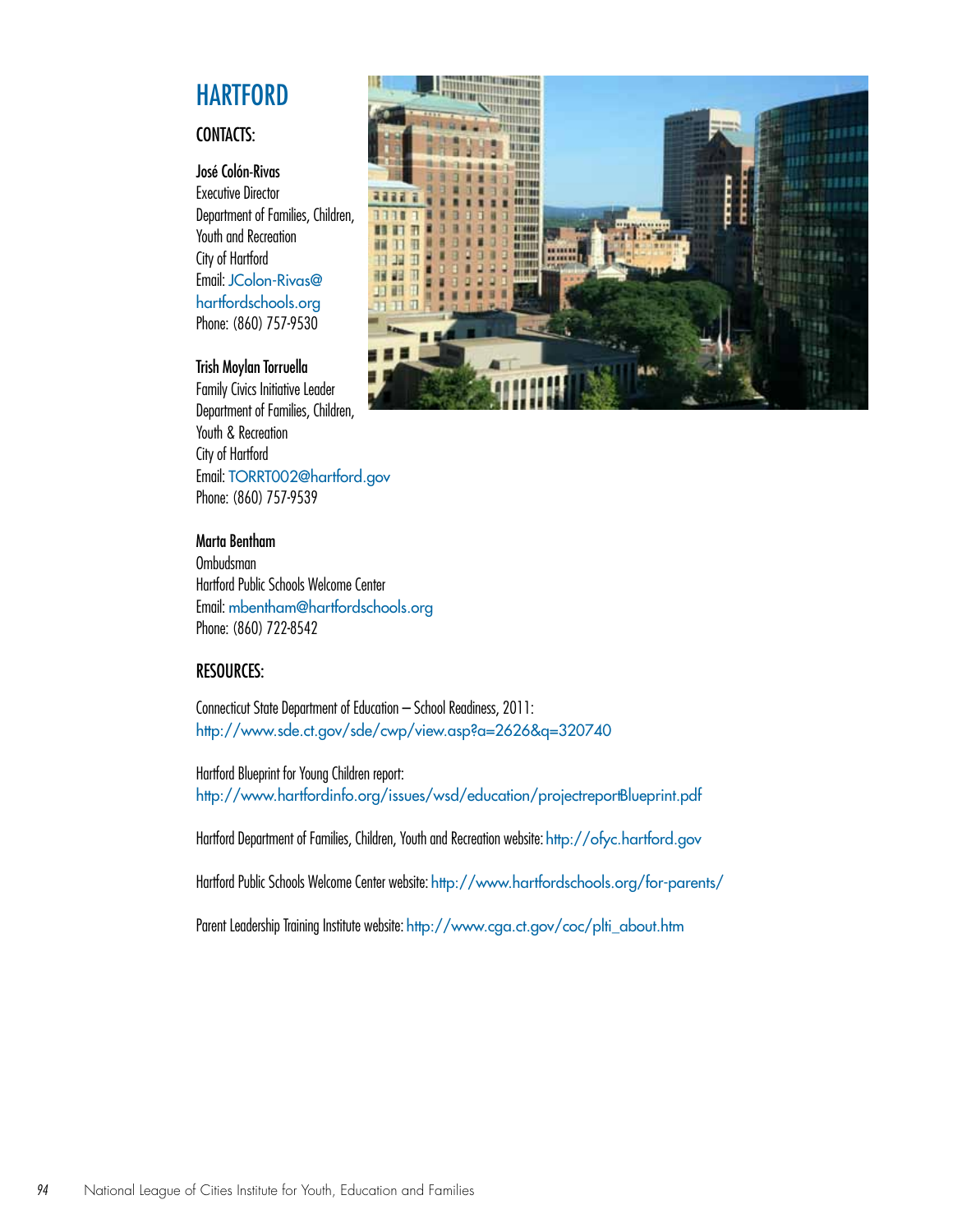# HARTFORD

## CONTACTS:

**José Colón-Rivas**
Executive Director
Department of Families, Children, Youth and Recreation
City of Hartford
Email: JColon-Rivas@hartfordschools.org
Phone: (860) 757-9530

**Trish Moylan Torruella**
Family Civics Initiative Leader
Department of Families, Children, Youth & Recreation
City of Hartford
Email: TORRT002@hartford.gov
Phone: (860) 757-9539

**Marta Bentham**
Ombudsman
Hartford Public Schools Welcome Center
Email: mbentham@hartfordschools.org
Phone: (860) 722-8542

## RESOURCES:

Connecticut State Department of Education – School Readiness, 2011:
http://www.sde.ct.gov/sde/cwp/view.asp?a=2626&q=320740

Hartford Blueprint for Young Children report:
http://www.hartfordinfo.org/issues/wsd/education/projectreportBlueprint.pdf

Hartford Department of Families, Children, Youth and Recreation website: http://ofyc.hartford.gov

Hartford Public Schools Welcome Center website: http://www.hartfordschools.org/for-parents/

Parent Leadership Training Institute website: http://www.cga.ct.gov/coc/plti_about.htm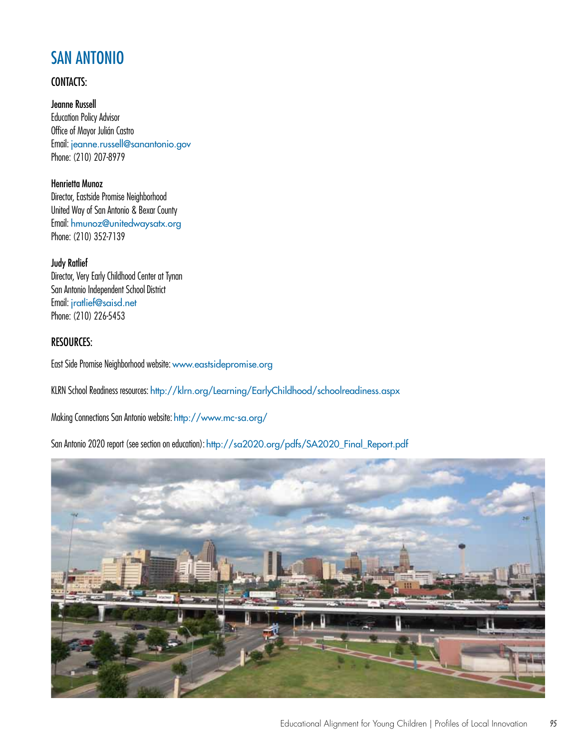# SAN ANTONIO

## CONTACTS:

**Jeanne Russell**
Education Policy Advisor
Office of Mayor Julián Castro
Email: jeanne.russell@sanantonio.gov
Phone: (210) 207-8979

**Henrietta Munoz**
Director, Eastside Promise Neighborhood
United Way of San Antonio & Bexar County
Email: hmunoz@unitedwaysatx.org
Phone: (210) 352-7139

**Judy Ratlief**
Director, Very Early Childhood Center at Tynan
San Antonio Independent School District
Email: jratlief@saisd.net
Phone: (210) 226-5453

## RESOURCES:

East Side Promise Neighborhood website: www.eastsidepromise.org

KLRN School Readiness resources: http://klrn.org/Learning/EarlyChildhood/schoolreadiness.aspx

Making Connections San Antonio website: http://www.mc-sa.org/

San Antonio 2020 report (see section on education): http://sa2020.org/pdfs/SA2020_Final_Report.pdf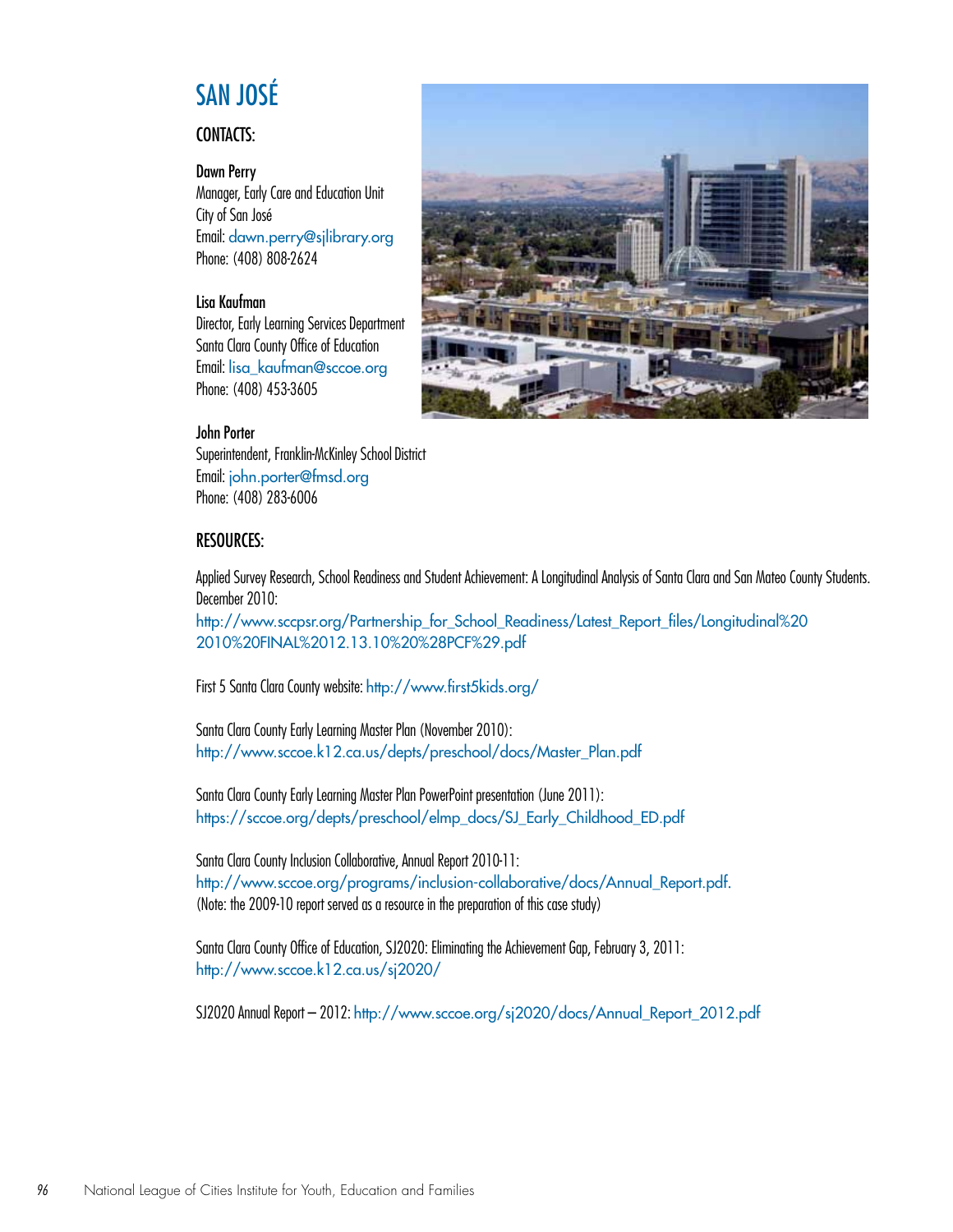# SAN JOSÉ

## CONTACTS:

**Dawn Perry**
Manager, Early Care and Education Unit
City of San José
Email: dawn.perry@sjlibrary.org
Phone: (408) 808-2624

**Lisa Kaufman**
Director, Early Learning Services Department
Santa Clara County Office of Education
Email: lisa_kaufman@sccoe.org
Phone: (408) 453-3605

**John Porter**
Superintendent, Franklin-McKinley School District
Email: john.porter@fmsd.org
Phone: (408) 283-6006

## RESOURCES:

Applied Survey Research, School Readiness and Student Achievement: A Longitudinal Analysis of Santa Clara and San Mateo County Students. December 2010:
http://www.sccpsr.org/Partnership_for_School_Readiness/Latest_Report_files/Longitudinal%20 2010%20FINAL%2012.13.10%20%28PCF%29.pdf

First 5 Santa Clara County website: http://www.first5kids.org/

Santa Clara County Early Learning Master Plan (November 2010):
http://www.sccoe.k12.ca.us/depts/preschool/docs/Master_Plan.pdf

Santa Clara County Early Learning Master Plan PowerPoint presentation (June 2011):
https://sccoe.org/depts/preschool/elmp_docs/SJ_Early_Childhood_ED.pdf

Santa Clara County Inclusion Collaborative, Annual Report 2010-11:
http://www.sccoe.org/programs/inclusion-collaborative/docs/Annual_Report.pdf.
(Note: the 2009-10 report served as a resource in the preparation of this case study)

Santa Clara County Office of Education, SJ2020: Eliminating the Achievement Gap, February 3, 2011:
http://www.sccoe.k12.ca.us/sj2020/

SJ2020 Annual Report – 2012: http://www.sccoe.org/sj2020/docs/Annual_Report_2012.pdf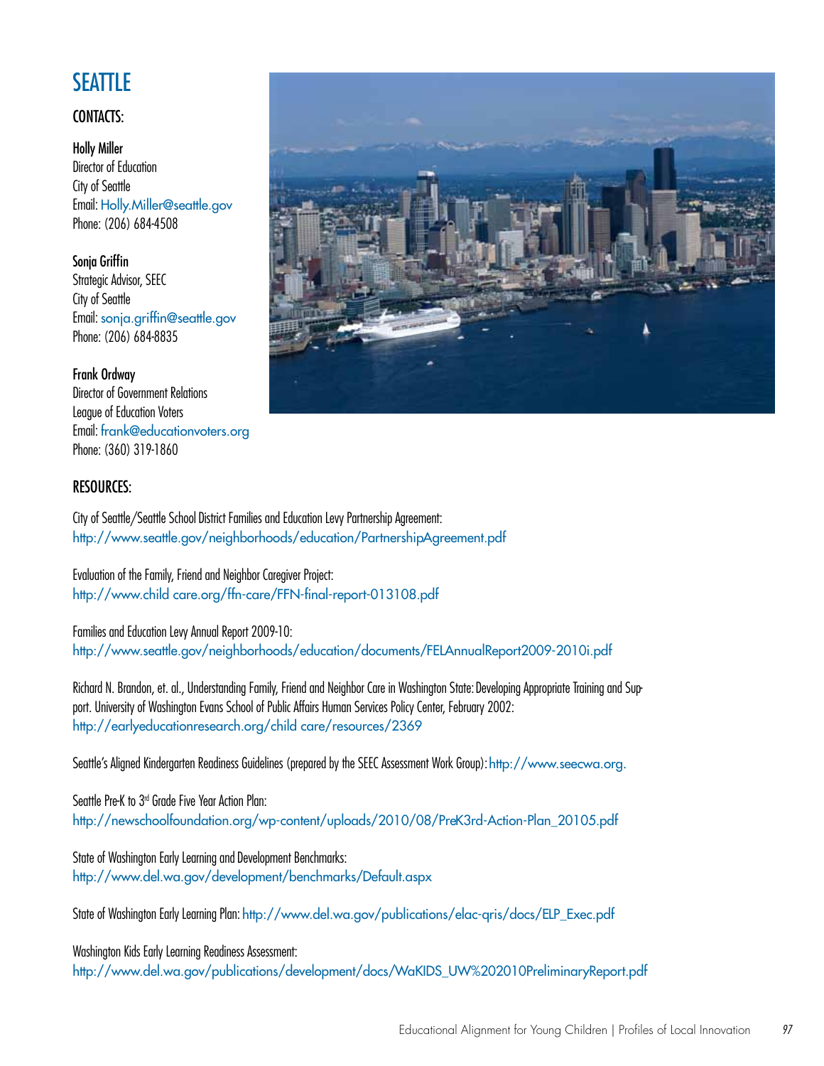# SEATTLE

## CONTACTS:

**Holly Miller**
Director of Education
City of Seattle
Email: Holly.Miller@seattle.gov
Phone: (206) 684-4508

**Sonja Griffin**
Strategic Advisor, SEEC
City of Seattle
Email: sonja.griffin@seattle.gov
Phone: (206) 684-8835

**Frank Ordway**
Director of Government Relations
League of Education Voters
Email: frank@educationvoters.org
Phone: (360) 319-1860

## RESOURCES:

City of Seattle/Seattle School District Families and Education Levy Partnership Agreement:
http://www.seattle.gov/neighborhoods/education/PartnershipAgreement.pdf

Evaluation of the Family, Friend and Neighbor Caregiver Project:
http://www.child care.org/ffn-care/FFN-final-report-013108.pdf

Families and Education Levy Annual Report 2009-10:
http://www.seattle.gov/neighborhoods/education/documents/FELAnnualReport2009-2010i.pdf

Richard N. Brandon, et. al., Understanding Family, Friend and Neighbor Care in Washington State: Developing Appropriate Training and Support. University of Washington Evans School of Public Affairs Human Services Policy Center, February 2002:
http://earlyeducationresearch.org/child care/resources/2369

Seattle's Aligned Kindergarten Readiness Guidelines (prepared by the SEEC Assessment Work Group): http://www.seecwa.org.

Seattle Pre-K to 3rd Grade Five Year Action Plan:
http://newschoolfoundation.org/wp-content/uploads/2010/08/PreK3rd-Action-Plan_20105.pdf

State of Washington Early Learning and Development Benchmarks:
http://www.del.wa.gov/development/benchmarks/Default.aspx

State of Washington Early Learning Plan: http://www.del.wa.gov/publications/elac-qris/docs/ELP_Exec.pdf

Washington Kids Early Learning Readiness Assessment:
http://www.del.wa.gov/publications/development/docs/WaKIDS_UW%202010PreliminaryReport.pdf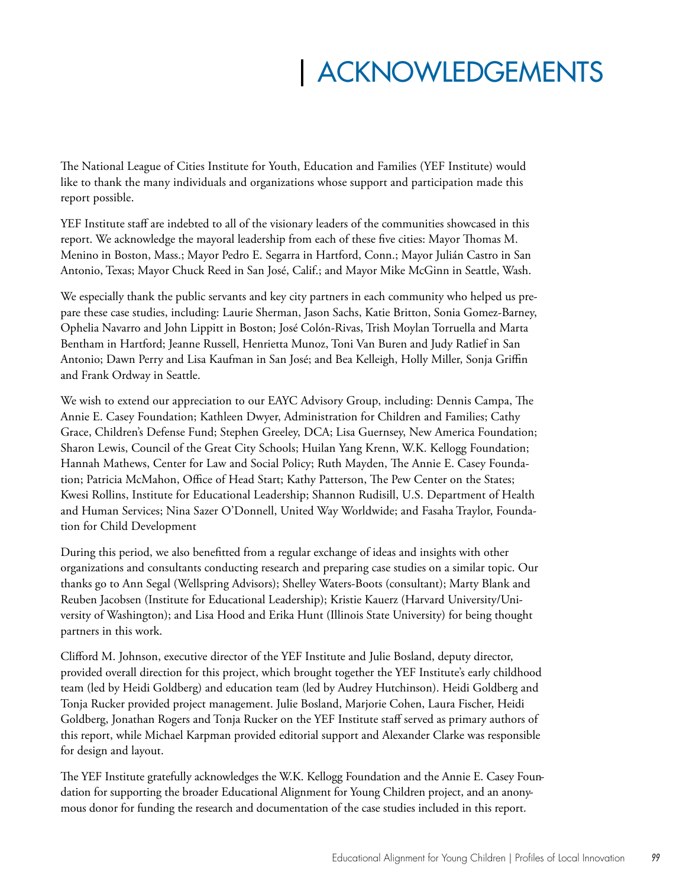# | ACKNOWLEDGEMENTS

The National League of Cities Institute for Youth, Education and Families (YEF Institute) would like to thank the many individuals and organizations whose support and participation made this report possible.

YEF Institute staff are indebted to all of the visionary leaders of the communities showcased in this report. We acknowledge the mayoral leadership from each of these five cities: Mayor Thomas M. Menino in Boston, Mass.; Mayor Pedro E. Segarra in Hartford, Conn.; Mayor Julián Castro in San Antonio, Texas; Mayor Chuck Reed in San José, Calif.; and Mayor Mike McGinn in Seattle, Wash.

We especially thank the public servants and key city partners in each community who helped us prepare these case studies, including: Laurie Sherman, Jason Sachs, Katie Britton, Sonia Gomez-Barney, Ophelia Navarro and John Lippitt in Boston; José Colón-Rivas, Trish Moylan Torruella and Marta Bentham in Hartford; Jeanne Russell, Henrietta Munoz, Toni Van Buren and Judy Ratlief in San Antonio; Dawn Perry and Lisa Kaufman in San José; and Bea Kelleigh, Holly Miller, Sonja Griffin and Frank Ordway in Seattle.

We wish to extend our appreciation to our EAYC Advisory Group, including: Dennis Campa, The Annie E. Casey Foundation; Kathleen Dwyer, Administration for Children and Families; Cathy Grace, Children's Defense Fund; Stephen Greeley, DCA; Lisa Guernsey, New America Foundation; Sharon Lewis, Council of the Great City Schools; Huilan Yang Krenn, W.K. Kellogg Foundation; Hannah Mathews, Center for Law and Social Policy; Ruth Mayden, The Annie E. Casey Foundation; Patricia McMahon, Office of Head Start; Kathy Patterson, The Pew Center on the States; Kwesi Rollins, Institute for Educational Leadership; Shannon Rudisill, U.S. Department of Health and Human Services; Nina Sazer O'Donnell, United Way Worldwide; and Fasaha Traylor, Foundation for Child Development

During this period, we also benefitted from a regular exchange of ideas and insights with other organizations and consultants conducting research and preparing case studies on a similar topic. Our thanks go to Ann Segal (Wellspring Advisors); Shelley Waters-Boots (consultant); Marty Blank and Reuben Jacobsen (Institute for Educational Leadership); Kristie Kauerz (Harvard University/University of Washington); and Lisa Hood and Erika Hunt (Illinois State University) for being thought partners in this work.

Clifford M. Johnson, executive director of the YEF Institute and Julie Bosland, deputy director, provided overall direction for this project, which brought together the YEF Institute's early childhood team (led by Heidi Goldberg) and education team (led by Audrey Hutchinson). Heidi Goldberg and Tonja Rucker provided project management. Julie Bosland, Marjorie Cohen, Laura Fischer, Heidi Goldberg, Jonathan Rogers and Tonja Rucker on the YEF Institute staff served as primary authors of this report, while Michael Karpman provided editorial support and Alexander Clarke was responsible for design and layout.

The YEF Institute gratefully acknowledges the W.K. Kellogg Foundation and the Annie E. Casey Foundation for supporting the broader Educational Alignment for Young Children project, and an anonymous donor for funding the research and documentation of the case studies included in this report.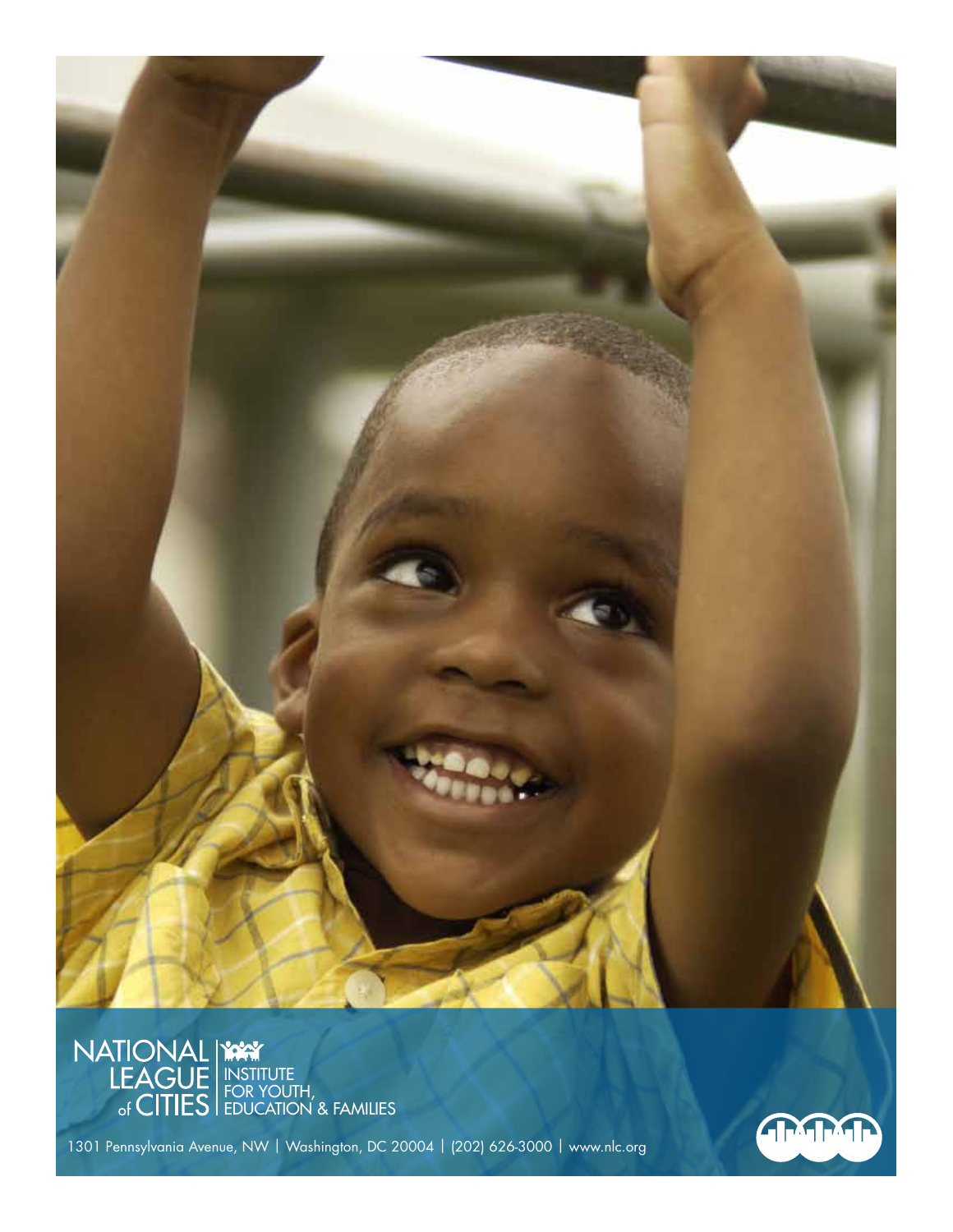NATIONAL LEAGUE of CITIES | INSTITUTE FOR YOUTH, EDUCATION & FAMILIES

1301 Pennsylvania Avenue, NW | Washington, DC 20004 | (202) 626-3000 | www.nlc.org